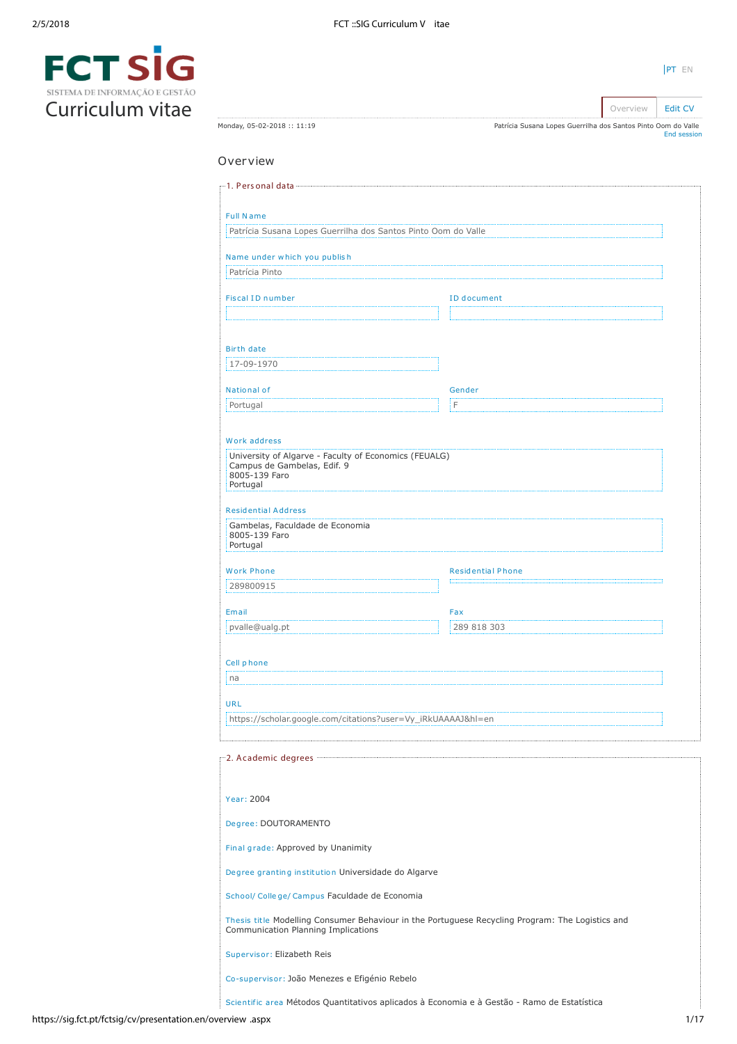# FCT SIG
SISTEMA DE INFORMAÇÃO E GESTÃO
Curriculum vitae

PT EN

Overview | Edit CV

Monday, 05-02-2018 :: 11:19

Patrícia Susana Lopes Guerrilha dos Santos Pinto Oom do Valle
End session

## Overview

### 1. Personal data

**Full Name**
Patrícia Susana Lopes Guerrilha dos Santos Pinto Oom do Valle

**Name under which you publish**
Patrícia Pinto

**Fiscal ID number**

**ID document**

**Birth date**
17-09-1970

**National of**
Portugal

**Gender**
F

**Work address**
University of Algarve - Faculty of Economics (FEUALG)
Campus de Gambelas, Edif. 9
8005-139 Faro
Portugal

**Residential Address**
Gambelas, Faculdade de Economia
8005-139 Faro
Portugal

**Work Phone**
289800915

**Residential Phone**

**Email**
pvalle@ualg.pt

**Fax**
289 818 303

**Cell phone**
na

**URL**
https://scholar.google.com/citations?user=Vy_iRkUAAAAJ&hl=en

### 2. Academic degrees

**Year:** 2004

**Degree:** DOUTORAMENTO

**Final grade:** Approved by Unanimity

**Degree granting institution** Universidade do Algarve

**School/ College/ Campus** Faculdade de Economia

**Thesis title** Modelling Consumer Behaviour in the Portuguese Recycling Program: The Logistics and Communication Planning Implications

**Supervisor:** Elizabeth Reis

**Co-supervisor:** João Menezes e Efigénio Rebelo

**Scientific area** Métodos Quantitativos aplicados à Economia e à Gestão - Ramo de Estatística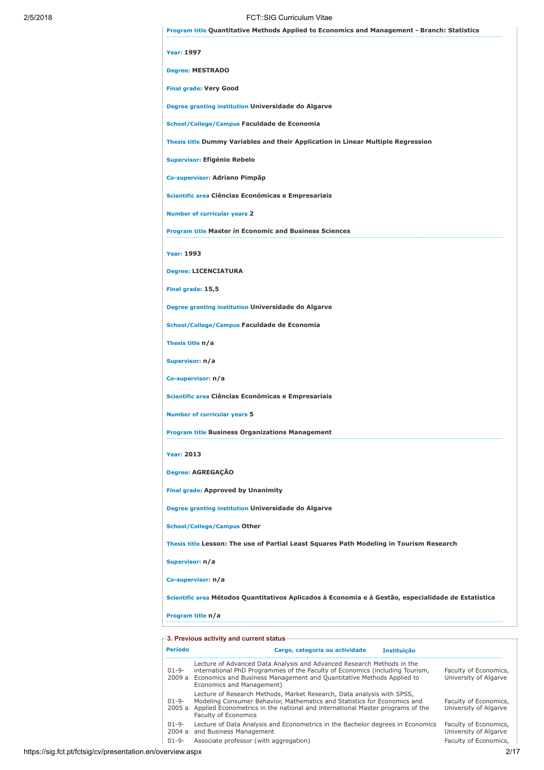**Program title** Quantitative Methods Applied to Economics and Management - Branch: Statistics

**Year:** 1997

**Degree:** MESTRADO

**Final grade:** Very Good

**Degree granting institution** Universidade do Algarve

**School/College/Campus** Faculdade de Economia

**Thesis title** Dummy Variables and their Application in Linear Multiple Regression

**Supervisor:** Efigénio Rebelo

**Co-supervisor:** Adriano Pimpão

**Scientific area** Ciências Económicas e Empresariais

**Number of curricular years** 2

**Program title** Master in Economic and Business Sciences

**Year:** 1993

**Degree:** LICENCIATURA

**Final grade:** 15,5

**Degree granting institution** Universidade do Algarve

**School/College/Campus** Faculdade de Economia

**Thesis title** n/a

**Supervisor:** n/a

**Co-supervisor:** n/a

**Scientific area** Ciências Económicas e Empresariais

**Number of curricular years** 5

**Program title** Business Organizations Management

**Year:** 2013

**Degree:** AGREGAÇÃO

**Final grade:** Approved by Unanimity

**Degree granting institution** Universidade do Algarve

**School/College/Campus** Other

**Thesis title** Lesson: The use of Partial Least Squares Path Modeling in Tourism Research

**Supervisor:** n/a

**Co-supervisor:** n/a

**Scientific area** Métodos Quantitativos Aplicados à Economia e à Gestão, especialidade de Estatística

**Program title** n/a

## 3. Previous activity and current status

| Período | Cargo, categoria ou actividade | Instituição |
|---|---|---|
| 01-9-2009 a | Lecture of Advanced Data Analysis and Advanced Research Methods in the international PhD Programmes of the Faculty of Economics (including Tourism, Economics and Business Management and Quantitative Methods Applied to Economics and Management) | Faculty of Economics, University of Algarve |
| 01-9-2005 a | Lecture of Research Methods, Market Research, Data analysis with SPSS, Modeling Consumer Behavior, Mathematics and Statistics for Economics and Applied Econometrics in the national and international Master programs of the Faculty of Economics | Faculty of Economics, University of Algarve |
| 01-9-2004 a | Lecture of Data Analysis and Econometrics in the Bachelor degrees in Economics and Business Management | Faculty of Economics, University of Algarve |
| 01-9- | Associate professor (with aggregation) | Faculty of Economics, |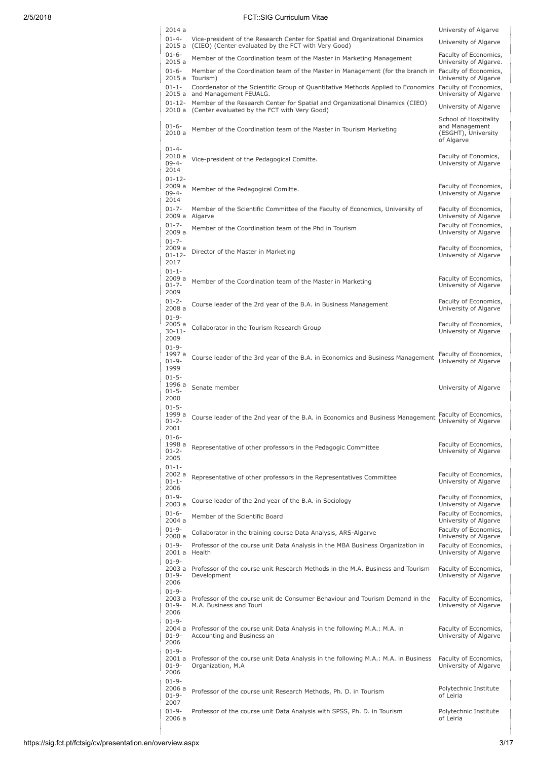| | | |
|---|---|---|
| 2014 a | | Universty of Algarve |
| 01-4-2015 a | Vice-president of the Research Center for Spatial and Organizational Dinamics (CIEO) (Center evaluated by the FCT with Very Good) | University of Algarve |
| 01-6-2015 a | Member of the Coordination team of the Master in Marketing Management | Faculty of Economics, University of Algarve. |
| 01-6-2015 a | Member of the Coordination team of the Master in Management (for the branch in Tourism) | Faculty of Economics, University of Algarve |
| 01-1-2015 a | Coordenator of the Scientific Group of Quantitative Methods Applied to Economics and Management FEUALG. | Faculty of Economics, University of Algarve |
| 01-12-2010 a | Member of the Research Center for Spatial and Organizational Dinamics (CIEO) (Center evaluated by the FCT with Very Good) | University of Algarve |
| 01-6-2010 a | Member of the Coordination team of the Master in Tourism Marketing | School of Hospitality and Management (ESGHT), University of Algarve |
| 01-4-2010 a 09-4-2014 | Vice-president of the Pedagogical Comitte. | Faculty of Eonomics, University of Algarve |
| 01-12-2009 a 09-4-2014 | Member of the Pedagogical Comitte. | Faculty of Economics, University of Algarve |
| 01-7-2009 a | Member of the Scientific Committee of the Faculty of Economics, University of Algarve | Faculty of Economics, University of Algarve |
| 01-7-2009 a | Member of the Coordination team of the Phd in Tourism | Faculty of Economics, University of Algarve |
| 01-7-2009 a 01-12-2017 | Director of the Master in Marketing | Faculty of Economics, University of Algarve |
| 01-1-2009 a 01-7-2009 | Member of the Coordination team of the Master in Marketing | Faculty of Economics, University of Algarve |
| 01-2-2008 a | Course leader of the 2rd year of the B.A. in Business Management | Faculty of Economics, University of Algarve |
| 01-9-2005 a 30-11-2009 | Collaborator in the Tourism Research Group | Faculty of Economics, University of Algarve |
| 01-9-1997 a 01-9-1999 | Course leader of the 3rd year of the B.A. in Economics and Business Management | Faculty of Economics, University of Algarve |
| 01-5-1996 a 01-5-2000 | Senate member | University of Algarve |
| 01-5-1999 a 01-2-2001 | Course leader of the 2nd year of the B.A. in Economics and Business Management | Faculty of Economics, University of Algarve |
| 01-6-1998 a 01-2-2005 | Representative of other professors in the Pedagogic Committee | Faculty of Economics, University of Algarve |
| 01-1-2002 a 01-1-2006 | Representative of other professors in the Representatives Committee | Faculty of Economics, University of Algarve |
| 01-9-2003 a | Course leader of the 2nd year of the B.A. in Sociology | Faculty of Economics, University of Algarve |
| 01-6-2004 a | Member of the Scientific Board | Faculty of Economics, University of Algarve |
| 01-9-2000 a | Collaborator in the training course Data Analysis, ARS-Algarve | Faculty of Economics, University of Algarve |
| 01-9-2001 a | Professor of the course unit Data Analysis in the MBA Business Organization in Health | Faculty of Economics, University of Algarve |
| 01-9-2003 a 01-9-2006 | Professor of the course unit Research Methods in the M.A. Business and Tourism Development | Faculty of Economics, University of Algarve |
| 01-9-2003 a 01-9-2006 | Professor of the course unit de Consumer Behaviour and Tourism Demand in the M.A. Business and Touri | Faculty of Economics, University of Algarve |
| 01-9-2004 a 01-9-2006 | Professor of the course unit Data Analysis in the following M.A.: M.A. in Accounting and Business an | Faculty of Economics, University of Algarve |
| 01-9-2001 a 01-9-2006 | Professor of the course unit Data Analysis in the following M.A.: M.A. in Business Organization, M.A | Faculty of Economics, University of Algarve |
| 01-9-2006 a 01-9-2007 | Professor of the course unit Research Methods, Ph. D. in Tourism | Polytechnic Institute of Leiria |
| 01-9-2006 a | Professor of the course unit Data Analysis with SPSS, Ph. D. in Tourism | Polytechnic Institute of Leiria |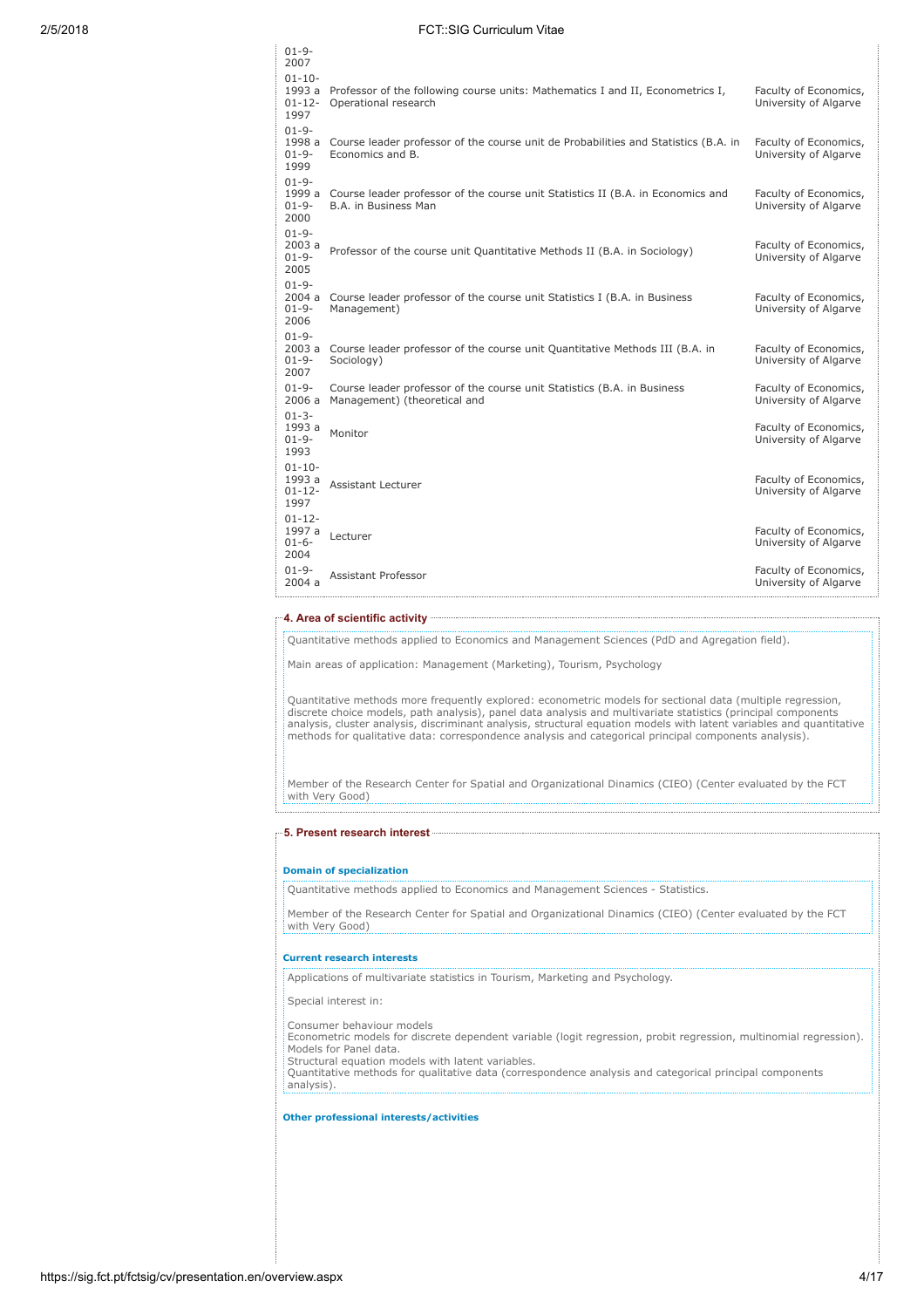| Date | Description | Institution |
|---|---|---|
| 01-9-2007 | | |
| 01-10-1993 a 01-12-1997 | Professor of the following course units: Mathematics I and II, Econometrics I, Operational research | Faculty of Economics, University of Algarve |
| 01-9-1998 a 01-9-1999 | Course leader professor of the course unit de Probabilities and Statistics (B.A. in Economics and B. | Faculty of Economics, University of Algarve |
| 01-9-1999 a 01-9-2000 | Course leader professor of the course unit Statistics II (B.A. in Economics and B.A. in Business Man | Faculty of Economics, University of Algarve |
| 01-9-2003 a 01-9-2005 | Professor of the course unit Quantitative Methods II (B.A. in Sociology) | Faculty of Economics, University of Algarve |
| 01-9-2004 a 01-9-2006 | Course leader professor of the course unit Statistics I (B.A. in Business Management) | Faculty of Economics, University of Algarve |
| 01-9-2003 a 01-9-2007 | Course leader professor of the course unit Quantitative Methods III (B.A. in Sociology) | Faculty of Economics, University of Algarve |
| 01-9-2006 a | Course leader professor of the course unit Statistics (B.A. in Business Management) (theoretical and | Faculty of Economics, University of Algarve |
| 01-3-1993 a 01-9-1993 | Monitor | Faculty of Economics, University of Algarve |
| 01-10-1993 a 01-12-1997 | Assistant Lecturer | Faculty of Economics, University of Algarve |
| 01-12-1997 a 01-6-2004 | Lecturer | Faculty of Economics, University of Algarve |
| 01-9-2004 a | Assistant Professor | Faculty of Economics, University of Algarve |

## 4. Area of scientific activity

Quantitative methods applied to Economics and Management Sciences (PdD and Agregation field).

Main areas of application: Management (Marketing), Tourism, Psychology

Quantitative methods more frequently explored: econometric models for sectional data (multiple regression, discrete choice models, path analysis), panel data analysis and multivariate statistics (principal components analysis, cluster analysis, discriminant analysis, structural equation models with latent variables and quantitative methods for qualitative data: correspondence analysis and categorical principal components analysis).

Member of the Research Center for Spatial and Organizational Dinamics (CIEO) (Center evaluated by the FCT with Very Good)

## 5. Present research interest

### Domain of specialization

Quantitative methods applied to Economics and Management Sciences - Statistics.

Member of the Research Center for Spatial and Organizational Dinamics (CIEO) (Center evaluated by the FCT with Very Good)

### Current research interests

Applications of multivariate statistics in Tourism, Marketing and Psychology.

Special interest in:

Consumer behaviour models
Econometric models for discrete dependent variable (logit regression, probit regression, multinomial regression).
Models for Panel data.
Structural equation models with latent variables.
Quantitative methods for qualitative data (correspondence analysis and categorical principal components analysis).

### Other professional interests/activities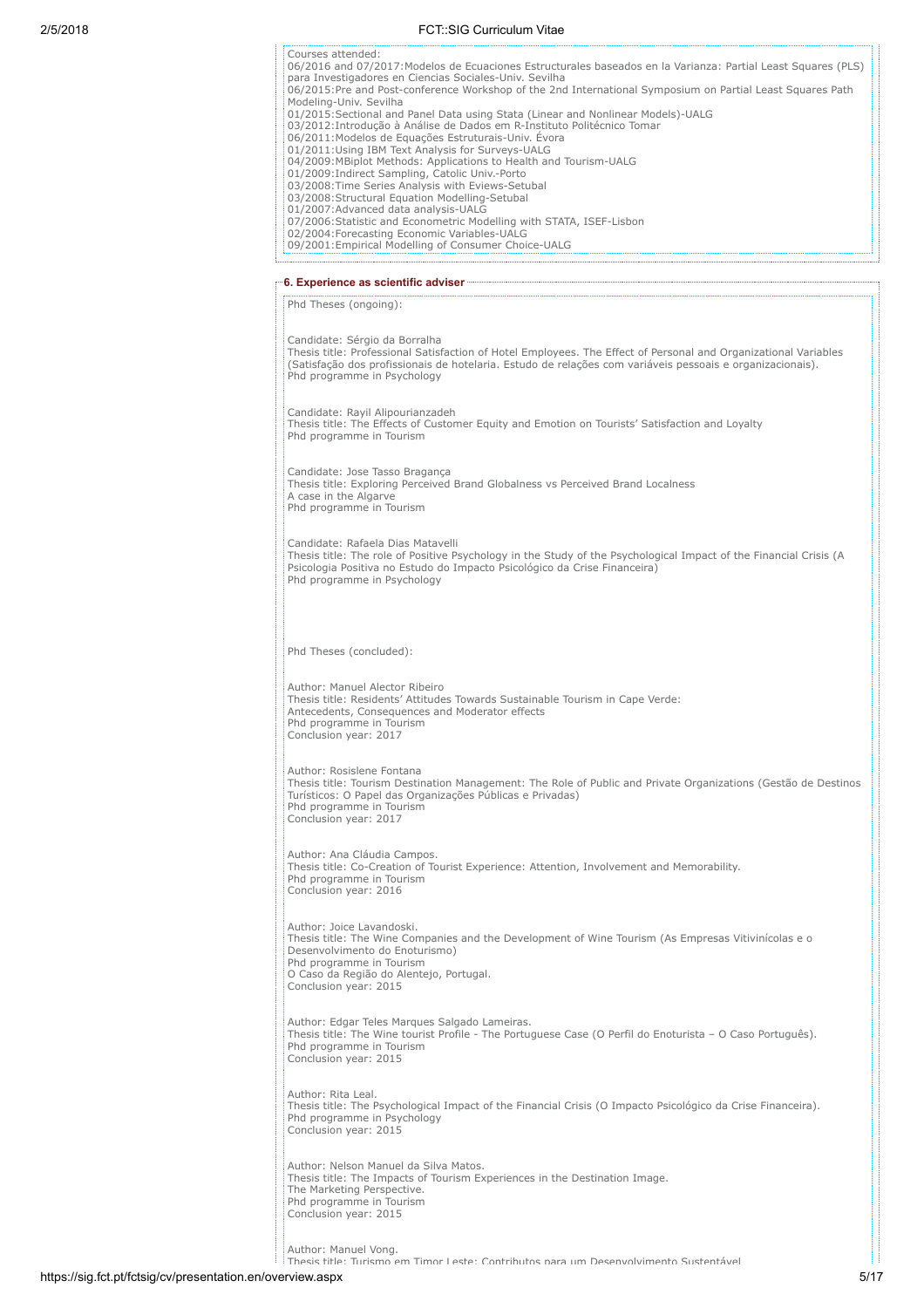Courses attended:
06/2016 and 07/2017:Modelos de Ecuaciones Estructurales baseados en la Varianza: Partial Least Squares (PLS) para Investigadores en Ciencias Sociales-Univ. Sevilha
06/2015:Pre and Post-conference Workshop of the 2nd International Symposium on Partial Least Squares Path Modeling-Univ. Sevilha
01/2015:Sectional and Panel Data using Stata (Linear and Nonlinear Models)-UALG
03/2012:Introdução à Análise de Dados em R-Instituto Politécnico Tomar
06/2011:Modelos de Equações Estruturais-Univ. Évora
01/2011:Using IBM Text Analysis for Surveys-UALG
04/2009:MBiplot Methods: Applications to Health and Tourism-UALG
01/2009:Indirect Sampling, Catolic Univ.-Porto
03/2008:Time Series Analysis with Eviews-Setubal
03/2008:Structural Equation Modelling-Setubal
01/2007:Advanced data analysis-UALG
07/2006:Statistic and Econometric Modelling with STATA, ISEF-Lisbon
02/2004:Forecasting Economic Variables-UALG
09/2001:Empirical Modelling of Consumer Choice-UALG

## 6. Experience as scientific adviser

Phd Theses (ongoing):

Candidate: Sérgio da Borralha
Thesis title: Professional Satisfaction of Hotel Employees. The Effect of Personal and Organizational Variables (Satisfação dos profissionais de hotelaria. Estudo de relações com variáveis pessoais e organizacionais).
Phd programme in Psychology

Candidate: Rayil Alipourianzadeh
Thesis title: The Effects of Customer Equity and Emotion on Tourists' Satisfaction and Loyalty
Phd programme in Tourism

Candidate: Jose Tasso Bragança
Thesis title: Exploring Perceived Brand Globalness vs Perceived Brand Localness
A case in the Algarve
Phd programme in Tourism

Candidate: Rafaela Dias Matavelli
Thesis title: The role of Positive Psychology in the Study of the Psychological Impact of the Financial Crisis (A Psicologia Positiva no Estudo do Impacto Psicológico da Crise Financeira)
Phd programme in Psychology

Phd Theses (concluded):

Author: Manuel Alector Ribeiro
Thesis title: Residents' Attitudes Towards Sustainable Tourism in Cape Verde:
Antecedents, Consequences and Moderator effects
Phd programme in Tourism
Conclusion year: 2017

Author: Rosislene Fontana
Thesis title: Tourism Destination Management: The Role of Public and Private Organizations (Gestão de Destinos Turísticos: O Papel das Organizações Públicas e Privadas)
Phd programme in Tourism
Conclusion year: 2017

Author: Ana Cláudia Campos.
Thesis title: Co-Creation of Tourist Experience: Attention, Involvement and Memorability.
Phd programme in Tourism
Conclusion year: 2016

Author: Joice Lavandoski.
Thesis title: The Wine Companies and the Development of Wine Tourism (As Empresas Vitivinícolas e o Desenvolvimento do Enoturismo)
Phd programme in Tourism
O Caso da Região do Alentejo, Portugal.
Conclusion year: 2015

Author: Edgar Teles Marques Salgado Lameiras.
Thesis title: The Wine tourist Profile - The Portuguese Case (O Perfil do Enoturista – O Caso Português).
Phd programme in Tourism
Conclusion year: 2015

Author: Rita Leal.
Thesis title: The Psychological Impact of the Financial Crisis (O Impacto Psicológico da Crise Financeira).
Phd programme in Psychology
Conclusion year: 2015

Author: Nelson Manuel da Silva Matos.
Thesis title: The Impacts of Tourism Experiences in the Destination Image.
The Marketing Perspective.
Phd programme in Tourism
Conclusion year: 2015

Author: Manuel Vong.
Thesis title: Turismo em Timor Leste: Contributos para um Desenvolvimento Sustentável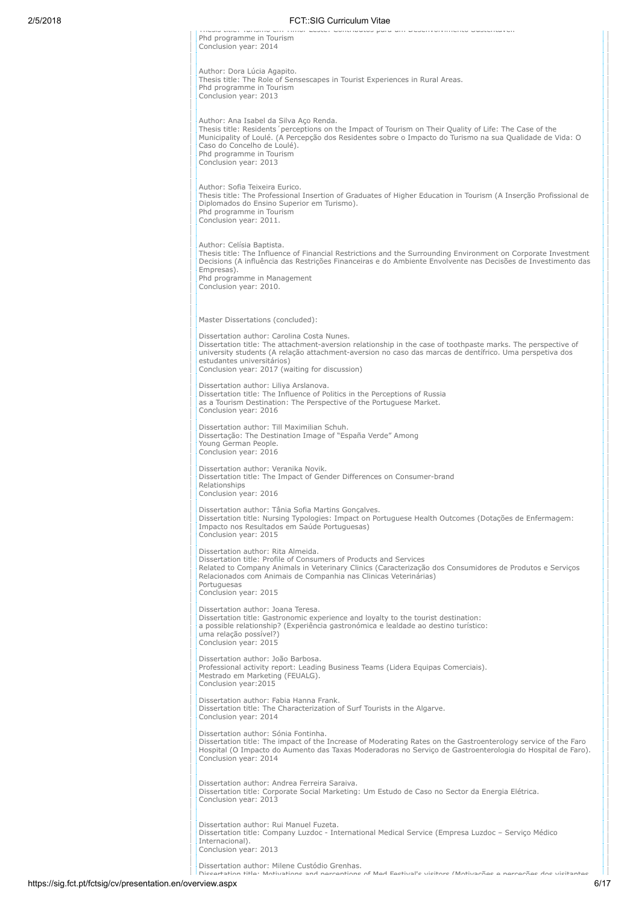Thesis title: Turismo em Timor Leste: Contributos para um Desenvolvimento Sustentável.
Phd programme in Tourism
Conclusion year: 2014

Author: Dora Lúcia Agapito.
Thesis title: The Role of Sensescapes in Tourist Experiences in Rural Areas.
Phd programme in Tourism
Conclusion year: 2013

Author: Ana Isabel da Silva Aço Renda.
Thesis title: Residents´perceptions on the Impact of Tourism on Their Quality of Life: The Case of the Municipality of Loulé. (A Percepção dos Residentes sobre o Impacto do Turismo na sua Qualidade de Vida: O Caso do Concelho de Loulé).
Phd programme in Tourism
Conclusion year: 2013

Author: Sofia Teixeira Eurico.
Thesis title: The Professional Insertion of Graduates of Higher Education in Tourism (A Inserção Profissional de Diplomados do Ensino Superior em Turismo).
Phd programme in Tourism
Conclusion year: 2011.

Author: Celísia Baptista.
Thesis title: The Influence of Financial Restrictions and the Surrounding Environment on Corporate Investment Decisions (A influência das Restrições Financeiras e do Ambiente Envolvente nas Decisões de Investimento das Empresas).
Phd programme in Management
Conclusion year: 2010.

Master Dissertations (concluded):

Dissertation author: Carolina Costa Nunes.
Dissertation title: The attachment-aversion relationship in the case of toothpaste marks. The perspective of university students (A relação attachment-aversion no caso das marcas de dentífrico. Uma perspetiva dos estudantes universitários)
Conclusion year: 2017 (waiting for discussion)

Dissertation author: Liliya Arslanova.
Dissertation title: The Influence of Politics in the Perceptions of Russia as a Tourism Destination: The Perspective of the Portuguese Market.
Conclusion year: 2016

Dissertation author: Till Maximilian Schuh.
Dissertação: The Destination Image of "España Verde" Among Young German People.
Conclusion year: 2016

Dissertation author: Veranika Novik.
Dissertation title: The Impact of Gender Differences on Consumer-brand Relationships
Conclusion year: 2016

Dissertation author: Tânia Sofia Martins Gonçalves.
Dissertation title: Nursing Typologies: Impact on Portuguese Health Outcomes (Dotações de Enfermagem: Impacto nos Resultados em Saúde Portuguesas)
Conclusion year: 2015

Dissertation author: Rita Almeida.
Dissertation title: Profile of Consumers of Products and Services Related to Company Animals in Veterinary Clinics (Caracterização dos Consumidores de Produtos e Serviços Relacionados com Animais de Companhia nas Clinicas Veterinárias) Portuguesas
Conclusion year: 2015

Dissertation author: Joana Teresa.
Dissertation title: Gastronomic experience and loyalty to the tourist destination: a possible relationship? (Experiência gastronómica e lealdade ao destino turístico: uma relação possível?)
Conclusion year: 2015

Dissertation author: João Barbosa.
Professional activity report: Leading Business Teams (Lidera Equipas Comerciais).
Mestrado em Marketing (FEUALG).
Conclusion year:2015

Dissertation author: Fabia Hanna Frank.
Dissertation title: The Characterization of Surf Tourists in the Algarve.
Conclusion year: 2014

Dissertation author: Sónia Fontinha.
Dissertation title: The impact of the Increase of Moderating Rates on the Gastroenterology service of the Faro Hospital (O Impacto do Aumento das Taxas Moderadoras no Serviço de Gastroenterologia do Hospital de Faro).
Conclusion year: 2014

Dissertation author: Andrea Ferreira Saraiva.
Dissertation title: Corporate Social Marketing: Um Estudo de Caso no Sector da Energia Elétrica.
Conclusion year: 2013

Dissertation author: Rui Manuel Fuzeta.
Dissertation title: Company Luzdoc - International Medical Service (Empresa Luzdoc – Serviço Médico Internacional).
Conclusion year: 2013

Dissertation author: Milene Custódio Grenhas.
Dissertation title: Motivations and perceptions of Med Festival's visitors (Motivações e perceções dos visitantes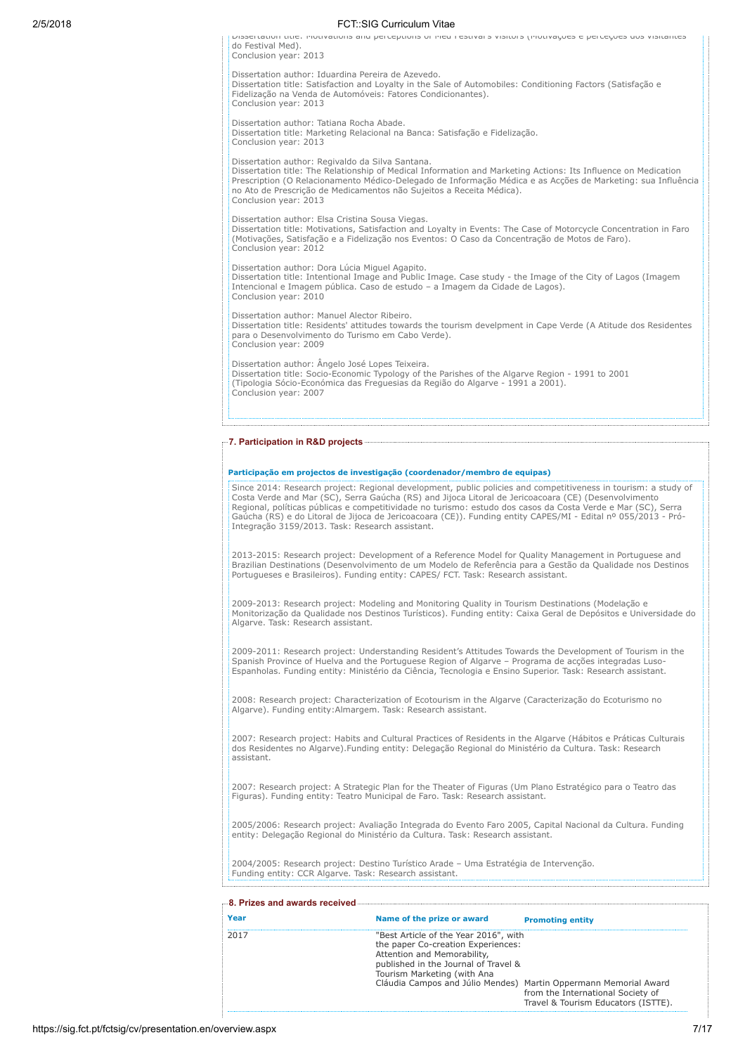Dissertation title: Motivations and perceptions of Med Festival's visitors (Motivações e perceções dos visitantes do Festival Med).
Conclusion year: 2013

Dissertation author: Iduardina Pereira de Azevedo.
Dissertation title: Satisfaction and Loyalty in the Sale of Automobiles: Conditioning Factors (Satisfação e Fidelização na Venda de Automóveis: Fatores Condicionantes).
Conclusion year: 2013

Dissertation author: Tatiana Rocha Abade.
Dissertation title: Marketing Relacional na Banca: Satisfação e Fidelização.
Conclusion year: 2013

Dissertation author: Regivaldo da Silva Santana.
Dissertation title: The Relationship of Medical Information and Marketing Actions: Its Influence on Medication Prescription (O Relacionamento Médico-Delegado de Informação Médica e as Acções de Marketing: sua Influência no Ato de Prescrição de Medicamentos não Sujeitos a Receita Médica).
Conclusion year: 2013

Dissertation author: Elsa Cristina Sousa Viegas.
Dissertation title: Motivations, Satisfaction and Loyalty in Events: The Case of Motorcycle Concentration in Faro (Motivações, Satisfação e a Fidelização nos Eventos: O Caso da Concentração de Motos de Faro).
Conclusion year: 2012

Dissertation author: Dora Lúcia Miguel Agapito.
Dissertation title: Intentional Image and Public Image. Case study - the Image of the City of Lagos (Imagem Intencional e Imagem pública. Caso de estudo – a Imagem da Cidade de Lagos).
Conclusion year: 2010

Dissertation author: Manuel Alector Ribeiro.
Dissertation title: Residents' attitudes towards the tourism develpment in Cape Verde (A Atitude dos Residentes para o Desenvolvimento do Turismo em Cabo Verde).
Conclusion year: 2009

Dissertation author: Ângelo José Lopes Teixeira.
Dissertation title: Socio-Economic Typology of the Parishes of the Algarve Region - 1991 to 2001 (Tipologia Sócio-Económica das Freguesias da Região do Algarve - 1991 a 2001).
Conclusion year: 2007

## 7. Participation in R&D projects

**Participação em projectos de investigação (coordenador/membro de equipas)**

Since 2014: Research project: Regional development, public policies and competitiveness in tourism: a study of Costa Verde and Mar (SC), Serra Gaúcha (RS) and Jijoca Litoral de Jericoacoara (CE) (Desenvolvimento Regional, políticas públicas e competitividade no turismo: estudo dos casos da Costa Verde e Mar (SC), Serra Gaúcha (RS) e do Litoral de Jijoca de Jericoacoara (CE)). Funding entity CAPES/MI - Edital nº 055/2013 - Pró-Integração 3159/2013. Task: Research assistant.

2013-2015: Research project: Development of a Reference Model for Quality Management in Portuguese and Brazilian Destinations (Desenvolvimento de um Modelo de Referência para a Gestão da Qualidade nos Destinos Portugueses e Brasileiros). Funding entity: CAPES/ FCT. Task: Research assistant.

2009-2013: Research project: Modeling and Monitoring Quality in Tourism Destinations (Modelação e Monitorização da Qualidade nos Destinos Turísticos). Funding entity: Caixa Geral de Depósitos e Universidade do Algarve. Task: Research assistant.

2009-2011: Research project: Understanding Resident's Attitudes Towards the Development of Tourism in the Spanish Province of Huelva and the Portuguese Region of Algarve – Programa de acções integradas Luso-Espanholas. Funding entity: Ministério da Ciência, Tecnologia e Ensino Superior. Task: Research assistant.

2008: Research project: Characterization of Ecotourism in the Algarve (Caracterização do Ecoturismo no Algarve). Funding entity:Almargem. Task: Research assistant.

2007: Research project: Habits and Cultural Practices of Residents in the Algarve (Hábitos e Práticas Culturais dos Residentes no Algarve).Funding entity: Delegação Regional do Ministério da Cultura. Task: Research assistant.

2007: Research project: A Strategic Plan for the Theater of Figuras (Um Plano Estratégico para o Teatro das Figuras). Funding entity: Teatro Municipal de Faro. Task: Research assistant.

2005/2006: Research project: Avaliação Integrada do Evento Faro 2005, Capital Nacional da Cultura. Funding entity: Delegação Regional do Ministério da Cultura. Task: Research assistant.

2004/2005: Research project: Destino Turístico Arade – Uma Estratégia de Intervenção. Funding entity: CCR Algarve. Task: Research assistant.

## 8. Prizes and awards received

| Year | Name of the prize or award | Promoting entity |
|---|---|---|
| 2017 | "Best Article of the Year 2016", with the paper Co-creation Experiences: Attention and Memorability, published in the Journal of Travel & Tourism Marketing (with Ana Cláudia Campos and Júlio Mendes) | Martin Oppermann Memorial Award from the International Society of Travel & Tourism Educators (ISTTE). |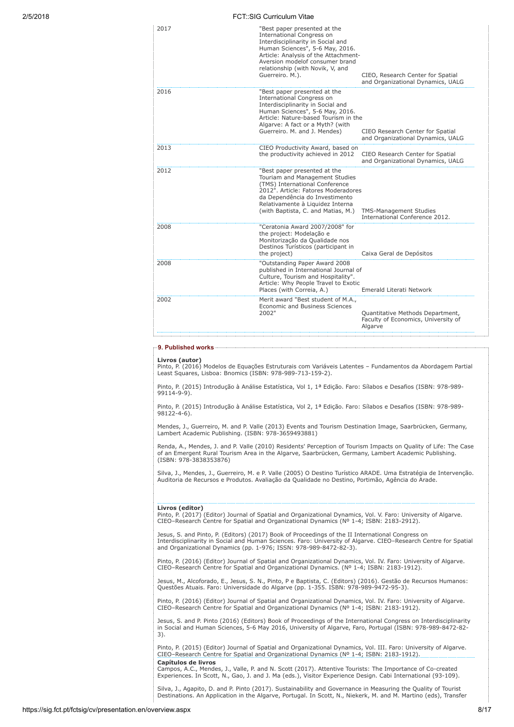| | | |
|---|---|---|
| 2017 | "Best paper presented at the International Congress on Interdisciplinarity in Social and Human Sciences", 5-6 May, 2016. Article: Analysis of the Attachment-Aversion modelof consumer brand relationship (with Novik, V, and Guerreiro. M.). | CIEO, Research Center for Spatial and Organizational Dynamics, UALG |
| 2016 | "Best paper presented at the International Congress on Interdisciplinarity in Social and Human Sciences", 5-6 May, 2016. Article: Nature-based Tourism in the Algarve: A fact or a Myth? (with Guerreiro. M. and J. Mendes) | CIEO Research Center for Spatial and Organizational Dynamics, UALG |
| 2013 | CIEO Productivity Award, based on the productivity achieved in 2012 | CIEO Research Center for Spatial and Organizational Dynamics, UALG |
| 2012 | "Best paper presented at the Touriam and Management Studies (TMS) International Conference 2012". Article: Fatores Moderadores da Dependência do Investimento Relativamente à Liquidez Interna (with Baptista, C. and Matias, M.) | TMS-Management Studies International Conference 2012. |
| 2008 | "Ceratonia Award 2007/2008" for the project: Modelação e Monitorização da Qualidade nos Destinos Turísticos (participant in the project) | Caixa Geral de Depósitos |
| 2008 | "Outstanding Paper Award 2008 published in International Journal of Culture, Tourism and Hospitality". Article: Why People Travel to Exotic Places (with Correia, A.) | Emerald Literati Network |
| 2002 | Merit award "Best student of M.A., Economic and Business Sciences 2002" | Quantitative Methods Department, Faculty of Economics, University of Algarve |

## 9. Published works

**Livros (autor)**

Pinto, P. (2016) Modelos de Equações Estruturais com Variáveis Latentes – Fundamentos da Abordagem Partial Least Squares, Lisboa: Bnomics (ISBN: 978-989-713-159-2).

Pinto, P. (2015) Introdução à Análise Estatística, Vol 1, 1ª Edição. Faro: Sílabos e Desafios (ISBN: 978-989-99114-9-9).

Pinto, P. (2015) Introdução à Análise Estatística, Vol 2, 1ª Edição. Faro: Sílabos e Desafios (ISBN: 978-989-98122-4-6).

Mendes, J., Guerreiro, M. and P. Valle (2013) Events and Tourism Destination Image, Saarbrücken, Germany, Lambert Academic Publishing. (ISBN: 978-3659493881)

Renda, A., Mendes, J. and P. Valle (2010) Residents' Perception of Tourism Impacts on Quality of Life: The Case of an Emergent Rural Tourism Area in the Algarve, Saarbrücken, Germany, Lambert Academic Publishing. (ISBN: 978-3838353876)

Silva, J., Mendes, J., Guerreiro, M. e P. Valle (2005) O Destino Turístico ARADE. Uma Estratégia de Intervenção. Auditoria de Recursos e Produtos. Avaliação da Qualidade no Destino, Portimão, Agência do Arade.

**Livros (editor)**

Pinto, P. (2017) (Editor) Journal of Spatial and Organizational Dynamics, Vol. V. Faro: University of Algarve. CIEO–Research Centre for Spatial and Organizational Dynamics (Nº 1-4; ISBN: 2183-2912).

Jesus, S. and Pinto, P. (Editors) (2017) Book of Proceedings of the II International Congress on Interdisciplinarity in Social and Human Sciences. Faro: University of Algarve. CIEO–Research Centre for Spatial and Organizational Dynamics (pp. 1-976; ISSN: 978-989-8472-82-3).

Pinto, P. (2016) (Editor) Journal of Spatial and Organizational Dynamics, Vol. IV. Faro: University of Algarve. CIEO–Research Centre for Spatial and Organizational Dynamics. (Nº 1-4; ISBN: 2183-1912).

Jesus, M., Alcoforado, E., Jesus, S. N., Pinto, P e Baptista, C. (Editors) (2016). Gestão de Recursos Humanos: Questões Atuais. Faro: Universidade do Algarve (pp. 1-355. ISBN: 978-989-9472-95-3).

Pinto, P. (2016) (Editor) Journal of Spatial and Organizational Dynamics, Vol. IV. Faro: University of Algarve. CIEO–Research Centre for Spatial and Organizational Dynamics (Nº 1-4; ISBN: 2183-1912).

Jesus, S. and P. Pinto (2016) (Editors) Book of Proceedings of the International Congress on Interdisciplinarity in Social and Human Sciences, 5-6 May 2016, University of Algarve, Faro, Portugal (ISBN: 978-989-8472-82-3).

Pinto, P. (2015) (Editor) Journal of Spatial and Organizational Dynamics, Vol. III. Faro: University of Algarve. CIEO–Research Centre for Spatial and Organizational Dynamics (Nº 1-4; ISBN: 2183-1912).

**Capítulos de livros**

Campos, A.C., Mendes, J., Valle, P. and N. Scott (2017). Attentive Tourists: The Importance of Co-created Experiences. In Scott, N., Gao, J. and J. Ma (eds.), Visitor Experience Design. Cabi International (93-109).

Silva, J., Agapito, D. and P. Pinto (2017). Sustainability and Governance in Measuring the Quality of Tourist Destinations. An Application in the Algarve, Portugal. In Scott, N., Niekerk, M. and M. Martino (eds), Transfer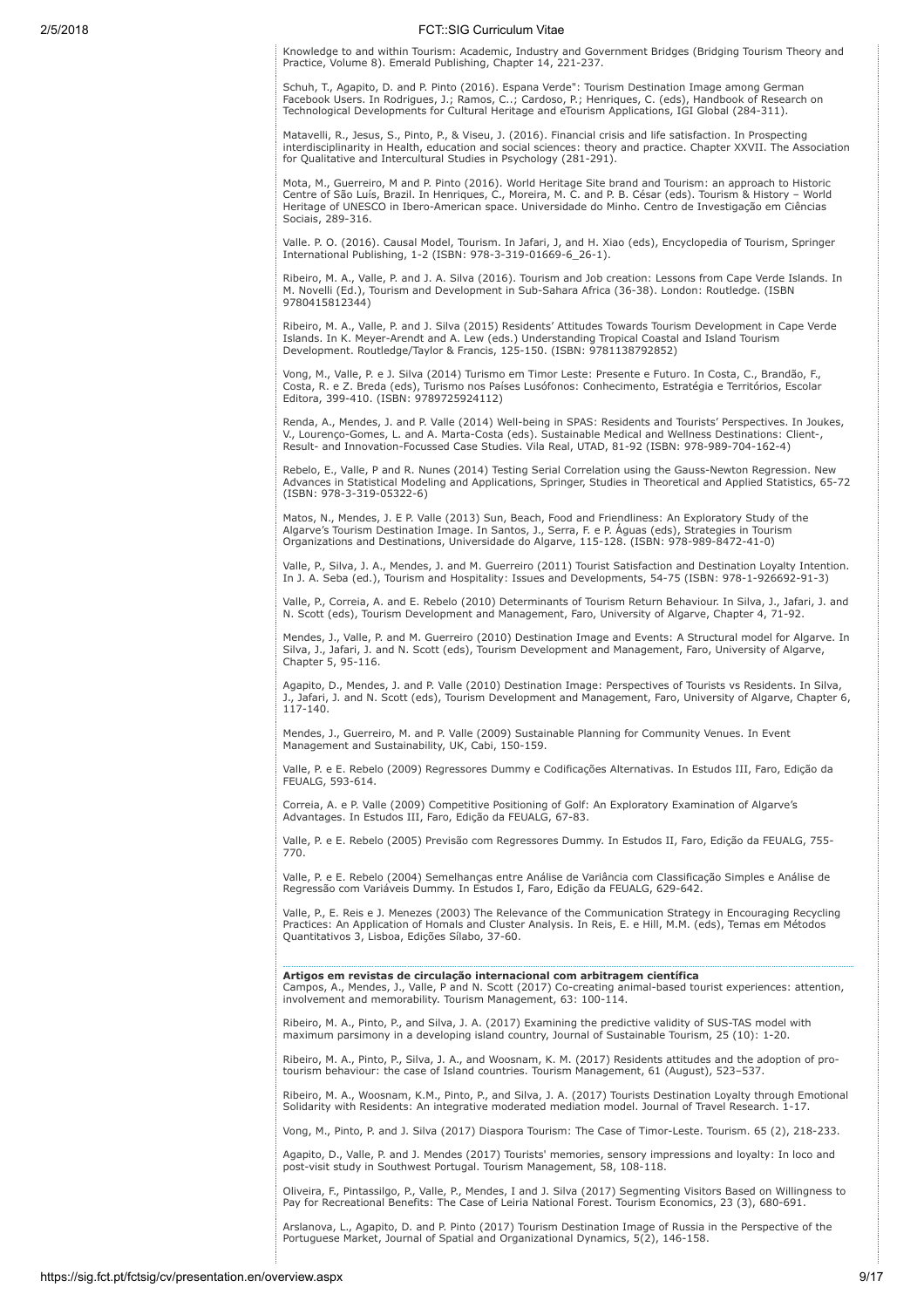Knowledge to and within Tourism: Academic, Industry and Government Bridges (Bridging Tourism Theory and Practice, Volume 8). Emerald Publishing, Chapter 14, 221-237.

Schuh, T., Agapito, D. and P. Pinto (2016). Espana Verde": Tourism Destination Image among German Facebook Users. In Rodrigues, J.; Ramos, C..; Cardoso, P.; Henriques, C. (eds), Handbook of Research on Technological Developments for Cultural Heritage and eTourism Applications, IGI Global (284-311).

Matavelli, R., Jesus, S., Pinto, P., & Viseu, J. (2016). Financial crisis and life satisfaction. In Prospecting interdisciplinarity in Health, education and social sciences: theory and practice. Chapter XXVII. The Association for Qualitative and Intercultural Studies in Psychology (281-291).

Mota, M., Guerreiro, M and P. Pinto (2016). World Heritage Site brand and Tourism: an approach to Historic Centre of São Luís, Brazil. In Henriques, C., Moreira, M. C. and P. B. César (eds). Tourism & History – World Heritage of UNESCO in Ibero-American space. Universidade do Minho. Centro de Investigação em Ciências Sociais, 289-316.

Valle. P. O. (2016). Causal Model, Tourism. In Jafari, J, and H. Xiao (eds), Encyclopedia of Tourism, Springer International Publishing, 1-2 (ISBN: 978-3-319-01669-6_26-1).

Ribeiro, M. A., Valle, P. and J. A. Silva (2016). Tourism and Job creation: Lessons from Cape Verde Islands. In M. Novelli (Ed.), Tourism and Development in Sub-Sahara Africa (36-38). London: Routledge. (ISBN 9780415812344)

Ribeiro, M. A., Valle, P. and J. Silva (2015) Residents' Attitudes Towards Tourism Development in Cape Verde Islands. In K. Meyer-Arendt and A. Lew (eds.) Understanding Tropical Coastal and Island Tourism Development. Routledge/Taylor & Francis, 125-150. (ISBN: 9781138792852)

Vong, M., Valle, P. e J. Silva (2014) Turismo em Timor Leste: Presente e Futuro. In Costa, C., Brandão, F., Costa, R. e Z. Breda (eds), Turismo nos Países Lusófonos: Conhecimento, Estratégia e Territórios, Escolar Editora, 399-410. (ISBN: 9789725924112)

Renda, A., Mendes, J. and P. Valle (2014) Well-being in SPAS: Residents and Tourists' Perspectives. In Joukes, V., Lourenço-Gomes, L. and A. Marta-Costa (eds). Sustainable Medical and Wellness Destinations: Client-, Result- and Innovation-Focussed Case Studies. Vila Real, UTAD, 81-92 (ISBN: 978-989-704-162-4)

Rebelo, E., Valle, P and R. Nunes (2014) Testing Serial Correlation using the Gauss-Newton Regression. New Advances in Statistical Modeling and Applications, Springer, Studies in Theoretical and Applied Statistics, 65-72 (ISBN: 978-3-319-05322-6)

Matos, N., Mendes, J. E P. Valle (2013) Sun, Beach, Food and Friendliness: An Exploratory Study of the Algarve's Tourism Destination Image. In Santos, J., Serra, F. e P. Águas (eds), Strategies in Tourism Organizations and Destinations, Universidade do Algarve, 115-128. (ISBN: 978-989-8472-41-0)

Valle, P., Silva, J. A., Mendes, J. and M. Guerreiro (2011) Tourist Satisfaction and Destination Loyalty Intention. In J. A. Seba (ed.), Tourism and Hospitality: Issues and Developments, 54-75 (ISBN: 978-1-926692-91-3)

Valle, P., Correia, A. and E. Rebelo (2010) Determinants of Tourism Return Behaviour. In Silva, J., Jafari, J. and N. Scott (eds), Tourism Development and Management, Faro, University of Algarve, Chapter 4, 71-92.

Mendes, J., Valle, P. and M. Guerreiro (2010) Destination Image and Events: A Structural model for Algarve. In Silva, J., Jafari, J. and N. Scott (eds), Tourism Development and Management, Faro, University of Algarve, Chapter 5, 95-116.

Agapito, D., Mendes, J. and P. Valle (2010) Destination Image: Perspectives of Tourists vs Residents. In Silva, J., Jafari, J. and N. Scott (eds), Tourism Development and Management, Faro, University of Algarve, Chapter 6, 117-140.

Mendes, J., Guerreiro, M. and P. Valle (2009) Sustainable Planning for Community Venues. In Event Management and Sustainability, UK, Cabi, 150-159.

Valle, P. e E. Rebelo (2009) Regressores Dummy e Codificações Alternativas. In Estudos III, Faro, Edição da FEUALG, 593-614.

Correia, A. e P. Valle (2009) Competitive Positioning of Golf: An Exploratory Examination of Algarve's Advantages. In Estudos III, Faro, Edição da FEUALG, 67-83.

Valle, P. e E. Rebelo (2005) Previsão com Regressores Dummy. In Estudos II, Faro, Edição da FEUALG, 755-770.

Valle, P. e E. Rebelo (2004) Semelhanças entre Análise de Variância com Classificação Simples e Análise de Regressão com Variáveis Dummy. In Estudos I, Faro, Edição da FEUALG, 629-642.

Valle, P., E. Reis e J. Menezes (2003) The Relevance of the Communication Strategy in Encouraging Recycling Practices: An Application of Homals and Cluster Analysis. In Reis, E. e Hill, M.M. (eds), Temas em Métodos Quantitativos 3, Lisboa, Edições Sílabo, 37-60.

**Artigos em revistas de circulação internacional com arbitragem científica**

Campos, A., Mendes, J., Valle, P and N. Scott (2017) Co-creating animal-based tourist experiences: attention, involvement and memorability. Tourism Management, 63: 100-114.

Ribeiro, M. A., Pinto, P., and Silva, J. A. (2017) Examining the predictive validity of SUS-TAS model with maximum parsimony in a developing island country, Journal of Sustainable Tourism, 25 (10): 1-20.

Ribeiro, M. A., Pinto, P., Silva, J. A., and Woosnam, K. M. (2017) Residents attitudes and the adoption of pro-tourism behaviour: the case of Island countries. Tourism Management, 61 (August), 523–537.

Ribeiro, M. A., Woosnam, K.M., Pinto, P., and Silva, J. A. (2017) Tourists Destination Loyalty through Emotional Solidarity with Residents: An integrative moderated mediation model. Journal of Travel Research. 1-17.

Vong, M., Pinto, P. and J. Silva (2017) Diaspora Tourism: The Case of Timor-Leste. Tourism. 65 (2), 218-233.

Agapito, D., Valle, P. and J. Mendes (2017) Tourists' memories, sensory impressions and loyalty: In loco and post-visit study in Southwest Portugal. Tourism Management, 58, 108-118.

Oliveira, F., Pintassilgo, P., Valle, P., Mendes, I and J. Silva (2017) Segmenting Visitors Based on Willingness to Pay for Recreational Benefits: The Case of Leiria National Forest. Tourism Economics, 23 (3), 680-691.

Arslanova, L., Agapito, D. and P. Pinto (2017) Tourism Destination Image of Russia in the Perspective of the Portuguese Market, Journal of Spatial and Organizational Dynamics, 5(2), 146-158.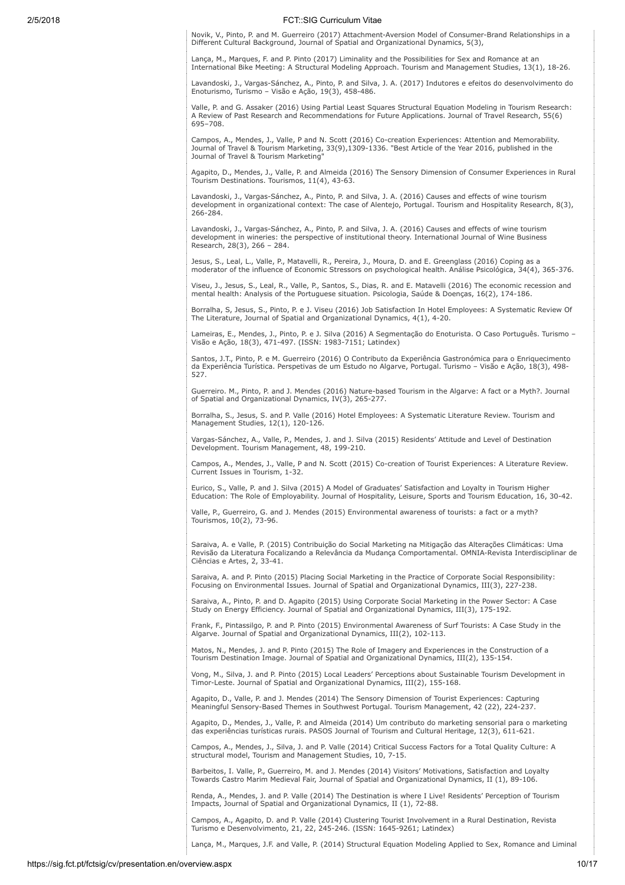Novik, V., Pinto, P. and M. Guerreiro (2017) Attachment-Aversion Model of Consumer-Brand Relationships in a Different Cultural Background, Journal of Spatial and Organizational Dynamics, 5(3),

Lança, M., Marques, F. and P. Pinto (2017) Liminality and the Possibilities for Sex and Romance at an International Bike Meeting: A Structural Modeling Approach. Tourism and Management Studies, 13(1), 18-26.

Lavandoski, J., Vargas-Sánchez, A., Pinto, P. and Silva, J. A. (2017) Indutores e efeitos do desenvolvimento do Enoturismo, Turismo – Visão e Ação, 19(3), 458-486.

Valle, P. and G. Assaker (2016) Using Partial Least Squares Structural Equation Modeling in Tourism Research: A Review of Past Research and Recommendations for Future Applications. Journal of Travel Research, 55(6) 695–708.

Campos, A., Mendes, J., Valle, P and N. Scott (2016) Co-creation Experiences: Attention and Memorability. Journal of Travel & Tourism Marketing, 33(9),1309-1336. "Best Article of the Year 2016, published in the Journal of Travel & Tourism Marketing"

Agapito, D., Mendes, J., Valle, P. and Almeida (2016) The Sensory Dimension of Consumer Experiences in Rural Tourism Destinations. Tourismos, 11(4), 43-63.

Lavandoski, J., Vargas-Sánchez, A., Pinto, P. and Silva, J. A. (2016) Causes and effects of wine tourism development in organizational context: The case of Alentejo, Portugal. Tourism and Hospitality Research, 8(3), 266-284.

Lavandoski, J., Vargas-Sánchez, A., Pinto, P. and Silva, J. A. (2016) Causes and effects of wine tourism development in wineries: the perspective of institutional theory. International Journal of Wine Business Research, 28(3), 266 – 284.

Jesus, S., Leal, L., Valle, P., Matavelli, R., Pereira, J., Moura, D. and E. Greenglass (2016) Coping as a moderator of the influence of Economic Stressors on psychological health. Análise Psicológica, 34(4), 365-376.

Viseu, J., Jesus, S., Leal, R., Valle, P., Santos, S., Dias, R. and E. Matavelli (2016) The economic recession and mental health: Analysis of the Portuguese situation. Psicologia, Saúde & Doenças, 16(2), 174-186.

Borralha, S, Jesus, S., Pinto, P. e J. Viseu (2016) Job Satisfaction In Hotel Employees: A Systematic Review Of The Literature, Journal of Spatial and Organizational Dynamics, 4(1), 4-20.

Lameiras, E., Mendes, J., Pinto, P. e J. Silva (2016) A Segmentação do Enoturista. O Caso Português. Turismo – Visão e Ação, 18(3), 471-497. (ISSN: 1983-7151; Latindex)

Santos, J.T., Pinto, P. e M. Guerreiro (2016) O Contributo da Experiência Gastronómica para o Enriquecimento da Experiência Turística. Perspetivas de um Estudo no Algarve, Portugal. Turismo – Visão e Ação, 18(3), 498-527.

Guerreiro. M., Pinto, P. and J. Mendes (2016) Nature-based Tourism in the Algarve: A fact or a Myth?. Journal of Spatial and Organizational Dynamics, IV(3), 265-277.

Borralha, S., Jesus, S. and P. Valle (2016) Hotel Employees: A Systematic Literature Review. Tourism and Management Studies, 12(1), 120-126.

Vargas-Sánchez, A., Valle, P., Mendes, J. and J. Silva (2015) Residents' Attitude and Level of Destination Development. Tourism Management, 48, 199-210.

Campos, A., Mendes, J., Valle, P and N. Scott (2015) Co-creation of Tourist Experiences: A Literature Review. Current Issues in Tourism, 1-32.

Eurico, S., Valle, P. and J. Silva (2015) A Model of Graduates' Satisfaction and Loyalty in Tourism Higher Education: The Role of Employability. Journal of Hospitality, Leisure, Sports and Tourism Education, 16, 30-42.

Valle, P., Guerreiro, G. and J. Mendes (2015) Environmental awareness of tourists: a fact or a myth? Tourismos, 10(2), 73-96.

Saraiva, A. e Valle, P. (2015) Contribuição do Social Marketing na Mitigação das Alterações Climáticas: Uma Revisão da Literatura Focalizando a Relevância da Mudança Comportamental. OMNIA-Revista Interdisciplinar de Ciências e Artes, 2, 33-41.

Saraiva, A. and P. Pinto (2015) Placing Social Marketing in the Practice of Corporate Social Responsibility: Focusing on Environmental Issues. Journal of Spatial and Organizational Dynamics, III(3), 227-238.

Saraiva, A., Pinto, P. and D. Agapito (2015) Using Corporate Social Marketing in the Power Sector: A Case Study on Energy Efficiency. Journal of Spatial and Organizational Dynamics, III(3), 175-192.

Frank, F., Pintassilgo, P. and P. Pinto (2015) Environmental Awareness of Surf Tourists: A Case Study in the Algarve. Journal of Spatial and Organizational Dynamics, III(2), 102-113.

Matos, N., Mendes, J. and P. Pinto (2015) The Role of Imagery and Experiences in the Construction of a Tourism Destination Image. Journal of Spatial and Organizational Dynamics, III(2), 135-154.

Vong, M., Silva, J. and P. Pinto (2015) Local Leaders' Perceptions about Sustainable Tourism Development in Timor-Leste. Journal of Spatial and Organizational Dynamics, III(2), 155-168.

Agapito, D., Valle, P. and J. Mendes (2014) The Sensory Dimension of Tourist Experiences: Capturing Meaningful Sensory-Based Themes in Southwest Portugal. Tourism Management, 42 (22), 224-237.

Agapito, D., Mendes, J., Valle, P. and Almeida (2014) Um contributo do marketing sensorial para o marketing das experiências turísticas rurais. PASOS Journal of Tourism and Cultural Heritage, 12(3), 611-621.

Campos, A., Mendes, J., Silva, J. and P. Valle (2014) Critical Success Factors for a Total Quality Culture: A structural model, Tourism and Management Studies, 10, 7-15.

Barbeitos, I. Valle, P., Guerreiro, M. and J. Mendes (2014) Visitors' Motivations, Satisfaction and Loyalty Towards Castro Marim Medieval Fair, Journal of Spatial and Organizational Dynamics, II (1), 89-106.

Renda, A., Mendes, J. and P. Valle (2014) The Destination is where I Live! Residents' Perception of Tourism Impacts, Journal of Spatial and Organizational Dynamics, II (1), 72-88.

Campos, A., Agapito, D. and P. Valle (2014) Clustering Tourist Involvement in a Rural Destination, Revista Turismo e Desenvolvimento, 21, 22, 245-246. (ISSN: 1645-9261; Latindex)

Lança, M., Marques, J.F. and Valle, P. (2014) Structural Equation Modeling Applied to Sex, Romance and Liminal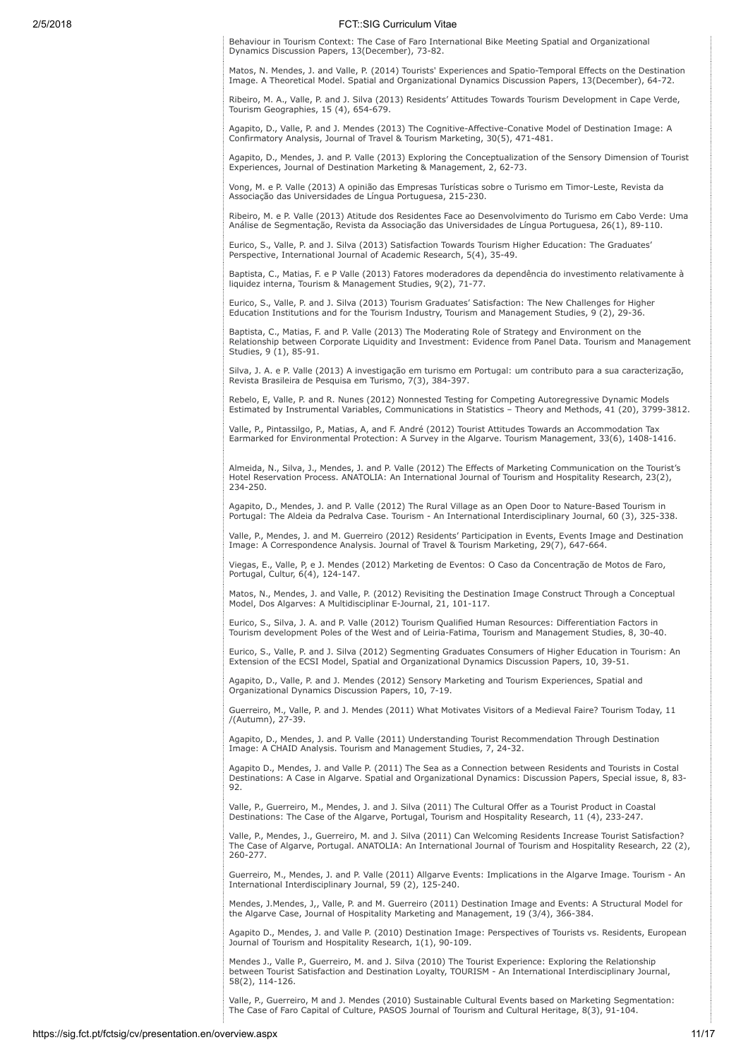Behaviour in Tourism Context: The Case of Faro International Bike Meeting Spatial and Organizational Dynamics Discussion Papers, 13(December), 73-82.

Matos, N. Mendes, J. and Valle, P. (2014) Tourists' Experiences and Spatio-Temporal Effects on the Destination Image. A Theoretical Model. Spatial and Organizational Dynamics Discussion Papers, 13(December), 64-72.

Ribeiro, M. A., Valle, P. and J. Silva (2013) Residents' Attitudes Towards Tourism Development in Cape Verde, Tourism Geographies, 15 (4), 654-679.

Agapito, D., Valle, P. and J. Mendes (2013) The Cognitive-Affective-Conative Model of Destination Image: A Confirmatory Analysis, Journal of Travel & Tourism Marketing, 30(5), 471-481.

Agapito, D., Mendes, J. and P. Valle (2013) Exploring the Conceptualization of the Sensory Dimension of Tourist Experiences, Journal of Destination Marketing & Management, 2, 62-73.

Vong, M. e P. Valle (2013) A opinião das Empresas Turísticas sobre o Turismo em Timor-Leste, Revista da Associação das Universidades de Língua Portuguesa, 215-230.

Ribeiro, M. e P. Valle (2013) Atitude dos Residentes Face ao Desenvolvimento do Turismo em Cabo Verde: Uma Análise de Segmentação, Revista da Associação das Universidades de Língua Portuguesa, 26(1), 89-110.

Eurico, S., Valle, P. and J. Silva (2013) Satisfaction Towards Tourism Higher Education: The Graduates' Perspective, International Journal of Academic Research, 5(4), 35-49.

Baptista, C., Matias, F. e P Valle (2013) Fatores moderadores da dependência do investimento relativamente à liquidez interna, Tourism & Management Studies, 9(2), 71-77.

Eurico, S., Valle, P. and J. Silva (2013) Tourism Graduates' Satisfaction: The New Challenges for Higher Education Institutions and for the Tourism Industry, Tourism and Management Studies, 9 (2), 29-36.

Baptista, C., Matias, F. and P. Valle (2013) The Moderating Role of Strategy and Environment on the Relationship between Corporate Liquidity and Investment: Evidence from Panel Data. Tourism and Management Studies, 9 (1), 85-91.

Silva, J. A. e P. Valle (2013) A investigação em turismo em Portugal: um contributo para a sua caracterização, Revista Brasileira de Pesquisa em Turismo, 7(3), 384-397.

Rebelo, E, Valle, P. and R. Nunes (2012) Nonnested Testing for Competing Autoregressive Dynamic Models Estimated by Instrumental Variables, Communications in Statistics – Theory and Methods, 41 (20), 3799-3812.

Valle, P., Pintassilgo, P., Matias, A, and F. André (2012) Tourist Attitudes Towards an Accommodation Tax Earmarked for Environmental Protection: A Survey in the Algarve. Tourism Management, 33(6), 1408-1416.

Almeida, N., Silva, J., Mendes, J. and P. Valle (2012) The Effects of Marketing Communication on the Tourist's Hotel Reservation Process. ANATOLIA: An International Journal of Tourism and Hospitality Research, 23(2), 234-250.

Agapito, D., Mendes, J. and P. Valle (2012) The Rural Village as an Open Door to Nature-Based Tourism in Portugal: The Aldeia da Pedralva Case. Tourism - An International Interdisciplinary Journal, 60 (3), 325-338.

Valle, P., Mendes, J. and M. Guerreiro (2012) Residents' Participation in Events, Events Image and Destination Image: A Correspondence Analysis. Journal of Travel & Tourism Marketing, 29(7), 647-664.

Viegas, E., Valle, P, e J. Mendes (2012) Marketing de Eventos: O Caso da Concentração de Motos de Faro, Portugal, Cultur, 6(4), 124-147.

Matos, N., Mendes, J. and Valle, P. (2012) Revisiting the Destination Image Construct Through a Conceptual Model, Dos Algarves: A Multidisciplinar E-Journal, 21, 101-117.

Eurico, S., Silva, J. A. and P. Valle (2012) Tourism Qualified Human Resources: Differentiation Factors in Tourism development Poles of the West and of Leiria-Fatima, Tourism and Management Studies, 8, 30-40.

Eurico, S., Valle, P. and J. Silva (2012) Segmenting Graduates Consumers of Higher Education in Tourism: An Extension of the ECSI Model, Spatial and Organizational Dynamics Discussion Papers, 10, 39-51.

Agapito, D., Valle, P. and J. Mendes (2012) Sensory Marketing and Tourism Experiences, Spatial and Organizational Dynamics Discussion Papers, 10, 7-19.

Guerreiro, M., Valle, P. and J. Mendes (2011) What Motivates Visitors of a Medieval Faire? Tourism Today, 11 /(Autumn), 27-39.

Agapito, D., Mendes, J. and P. Valle (2011) Understanding Tourist Recommendation Through Destination Image: A CHAID Analysis. Tourism and Management Studies, 7, 24-32.

Agapito D., Mendes, J. and Valle P. (2011) The Sea as a Connection between Residents and Tourists in Costal Destinations: A Case in Algarve. Spatial and Organizational Dynamics: Discussion Papers, Special issue, 8, 83-92.

Valle, P., Guerreiro, M., Mendes, J. and J. Silva (2011) The Cultural Offer as a Tourist Product in Coastal Destinations: The Case of the Algarve, Portugal, Tourism and Hospitality Research, 11 (4), 233-247.

Valle, P., Mendes, J., Guerreiro, M. and J. Silva (2011) Can Welcoming Residents Increase Tourist Satisfaction? The Case of Algarve, Portugal. ANATOLIA: An International Journal of Tourism and Hospitality Research, 22 (2), 260-277.

Guerreiro, M., Mendes, J. and P. Valle (2011) Allgarve Events: Implications in the Algarve Image. Tourism - An International Interdisciplinary Journal, 59 (2), 125-240.

Mendes, J.Mendes, J,, Valle, P. and M. Guerreiro (2011) Destination Image and Events: A Structural Model for the Algarve Case, Journal of Hospitality Marketing and Management, 19 (3/4), 366-384.

Agapito D., Mendes, J. and Valle P. (2010) Destination Image: Perspectives of Tourists vs. Residents, European Journal of Tourism and Hospitality Research, 1(1), 90-109.

Mendes J., Valle P., Guerreiro, M. and J. Silva (2010) The Tourist Experience: Exploring the Relationship between Tourist Satisfaction and Destination Loyalty, TOURISM - An International Interdisciplinary Journal, 58(2), 114-126.

Valle, P., Guerreiro, M and J. Mendes (2010) Sustainable Cultural Events based on Marketing Segmentation: The Case of Faro Capital of Culture, PASOS Journal of Tourism and Cultural Heritage, 8(3), 91-104.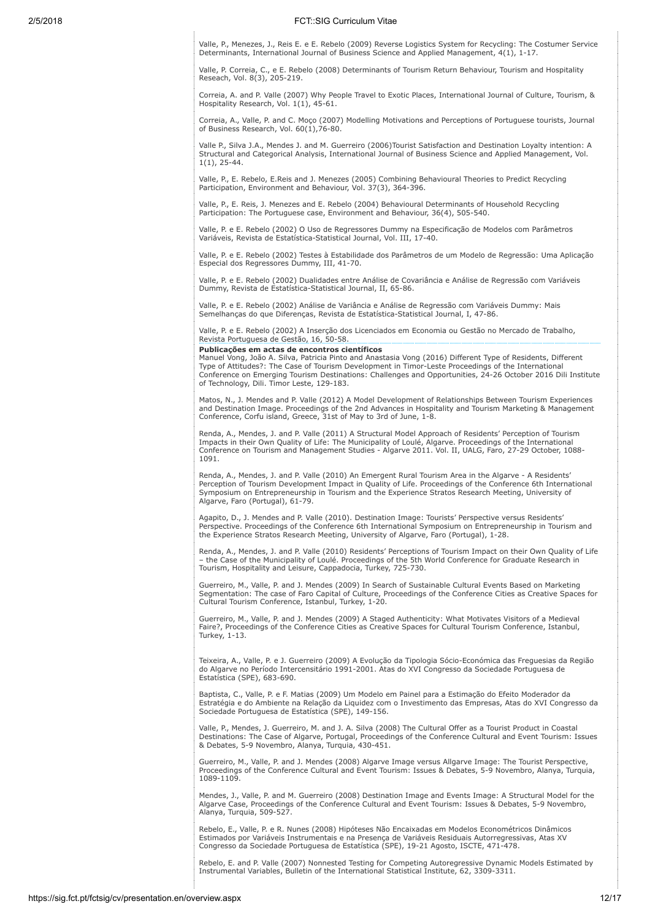Valle, P., Menezes, J., Reis E. e E. Rebelo (2009) Reverse Logistics System for Recycling: The Costumer Service Determinants, International Journal of Business Science and Applied Management, 4(1), 1-17.

Valle, P. Correia, C., e E. Rebelo (2008) Determinants of Tourism Return Behaviour, Tourism and Hospitality Reseach, Vol. 8(3), 205-219.

Correia, A. and P. Valle (2007) Why People Travel to Exotic Places, International Journal of Culture, Tourism, & Hospitality Research, Vol. 1(1), 45-61.

Correia, A., Valle, P. and C. Moço (2007) Modelling Motivations and Perceptions of Portuguese tourists, Journal of Business Research, Vol. 60(1),76-80.

Valle P., Silva J.A., Mendes J. and M. Guerreiro (2006)Tourist Satisfaction and Destination Loyalty intention: A Structural and Categorical Analysis, International Journal of Business Science and Applied Management, Vol. 1(1), 25-44.

Valle, P., E. Rebelo, E.Reis and J. Menezes (2005) Combining Behavioural Theories to Predict Recycling Participation, Environment and Behaviour, Vol. 37(3), 364-396.

Valle, P., E. Reis, J. Menezes and E. Rebelo (2004) Behavioural Determinants of Household Recycling Participation: The Portuguese case, Environment and Behaviour, 36(4), 505-540.

Valle, P. e E. Rebelo (2002) O Uso de Regressores Dummy na Especificação de Modelos com Parâmetros Variáveis, Revista de Estatística-Statistical Journal, Vol. III, 17-40.

Valle, P. e E. Rebelo (2002) Testes à Estabilidade dos Parâmetros de um Modelo de Regressão: Uma Aplicação Especial dos Regressores Dummy, III, 41-70.

Valle, P. e E. Rebelo (2002) Dualidades entre Análise de Covariância e Análise de Regressão com Variáveis Dummy, Revista de Estatística-Statistical Journal, II, 65-86.

Valle, P. e E. Rebelo (2002) Análise de Variância e Análise de Regressão com Variáveis Dummy: Mais Semelhanças do que Diferenças, Revista de Estatística-Statistical Journal, I, 47-86.

Valle, P. e E. Rebelo (2002) A Inserção dos Licenciados em Economia ou Gestão no Mercado de Trabalho, Revista Portuguesa de Gestão, 16, 50-58.

**Publicações em actas de encontros científicos**

Manuel Vong, João A. Silva, Patricia Pinto and Anastasia Vong (2016) Different Type of Residents, Different Type of Attitudes?: The Case of Tourism Development in Timor-Leste Proceedings of the International Conference on Emerging Tourism Destinations: Challenges and Opportunities, 24-26 October 2016 Dili Institute of Technology, Dili. Timor Leste, 129-183.

Matos, N., J. Mendes and P. Valle (2012) A Model Development of Relationships Between Tourism Experiences and Destination Image. Proceedings of the 2nd Advances in Hospitality and Tourism Marketing & Management Conference, Corfu island, Greece, 31st of May to 3rd of June, 1-8.

Renda, A., Mendes, J. and P. Valle (2011) A Structural Model Approach of Residents' Perception of Tourism Impacts in their Own Quality of Life: The Municipality of Loulé, Algarve. Proceedings of the International Conference on Tourism and Management Studies - Algarve 2011. Vol. II, UALG, Faro, 27-29 October, 1088-1091.

Renda, A., Mendes, J. and P. Valle (2010) An Emergent Rural Tourism Area in the Algarve - A Residents' Perception of Tourism Development Impact in Quality of Life. Proceedings of the Conference 6th International Symposium on Entrepreneurship in Tourism and the Experience Stratos Research Meeting, University of Algarve, Faro (Portugal), 61-79.

Agapito, D., J. Mendes and P. Valle (2010). Destination Image: Tourists' Perspective versus Residents' Perspective. Proceedings of the Conference 6th International Symposium on Entrepreneurship in Tourism and the Experience Stratos Research Meeting, University of Algarve, Faro (Portugal), 1-28.

Renda, A., Mendes, J. and P. Valle (2010) Residents' Perceptions of Tourism Impact on their Own Quality of Life – the Case of the Municipality of Loulé. Proceedings of the 5th World Conference for Graduate Research in Tourism, Hospitality and Leisure, Cappadocia, Turkey, 725-730.

Guerreiro, M., Valle, P. and J. Mendes (2009) In Search of Sustainable Cultural Events Based on Marketing Segmentation: The case of Faro Capital of Culture, Proceedings of the Conference Cities as Creative Spaces for Cultural Tourism Conference, Istanbul, Turkey, 1-20.

Guerreiro, M., Valle, P. and J. Mendes (2009) A Staged Authenticity: What Motivates Visitors of a Medieval Faire?, Proceedings of the Conference Cities as Creative Spaces for Cultural Tourism Conference, Istanbul, Turkey, 1-13.

Teixeira, A., Valle, P. e J. Guerreiro (2009) A Evolução da Tipologia Sócio-Económica das Freguesias da Região do Algarve no Período Intercensitário 1991-2001. Atas do XVI Congresso da Sociedade Portuguesa de Estatística (SPE), 683-690.

Baptista, C., Valle, P. e F. Matias (2009) Um Modelo em Painel para a Estimação do Efeito Moderador da Estratégia e do Ambiente na Relação da Liquidez com o Investimento das Empresas, Atas do XVI Congresso da Sociedade Portuguesa de Estatística (SPE), 149-156.

Valle, P., Mendes, J. Guerreiro, M. and J. A. Silva (2008) The Cultural Offer as a Tourist Product in Coastal Destinations: The Case of Algarve, Portugal, Proceedings of the Conference Cultural and Event Tourism: Issues & Debates, 5-9 Novembro, Alanya, Turquia, 430-451.

Guerreiro, M., Valle, P. and J. Mendes (2008) Algarve Image versus Allgarve Image: The Tourist Perspective, Proceedings of the Conference Cultural and Event Tourism: Issues & Debates, 5-9 Novembro, Alanya, Turquia, 1089-1109.

Mendes, J., Valle, P. and M. Guerreiro (2008) Destination Image and Events Image: A Structural Model for the Algarve Case, Proceedings of the Conference Cultural and Event Tourism: Issues & Debates, 5-9 Novembro, Alanya, Turquia, 509-527.

Rebelo, E., Valle, P. e R. Nunes (2008) Hipóteses Não Encaixadas em Modelos Econométricos Dinâmicos Estimados por Variáveis Instrumentais e na Presença de Variáveis Residuais Autorregressivas, Atas XV Congresso da Sociedade Portuguesa de Estatística (SPE), 19-21 Agosto, ISCTE, 471-478.

Rebelo, E. and P. Valle (2007) Nonnested Testing for Competing Autoregressive Dynamic Models Estimated by Instrumental Variables, Bulletin of the International Statistical Institute, 62, 3309-3311.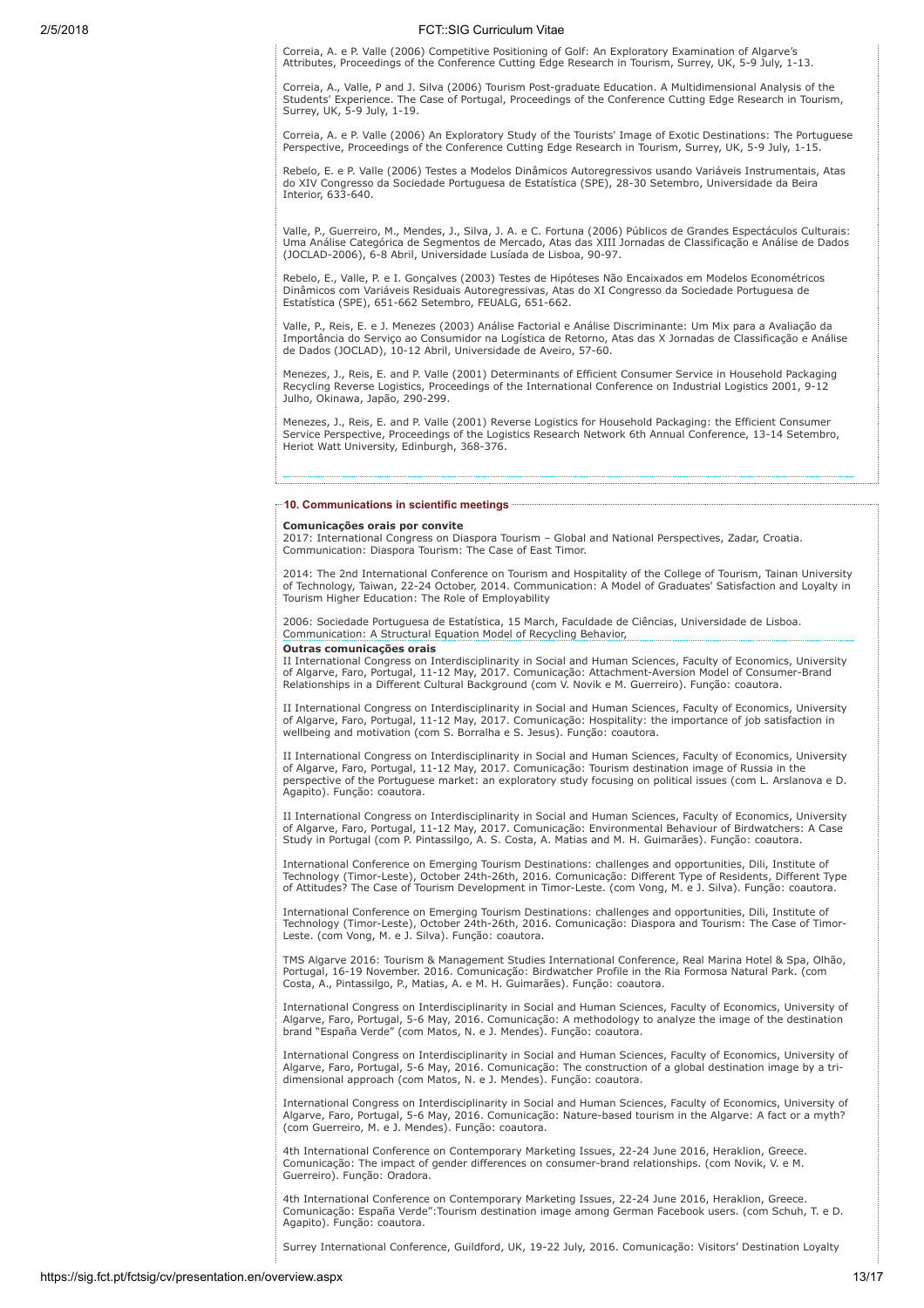Correia, A. e P. Valle (2006) Competitive Positioning of Golf: An Exploratory Examination of Algarve's Attributes, Proceedings of the Conference Cutting Edge Research in Tourism, Surrey, UK, 5-9 July, 1-13.

Correia, A., Valle, P and J. Silva (2006) Tourism Post-graduate Education. A Multidimensional Analysis of the Students' Experience. The Case of Portugal, Proceedings of the Conference Cutting Edge Research in Tourism, Surrey, UK, 5-9 July, 1-19.

Correia, A. e P. Valle (2006) An Exploratory Study of the Tourists' Image of Exotic Destinations: The Portuguese Perspective, Proceedings of the Conference Cutting Edge Research in Tourism, Surrey, UK, 5-9 July, 1-15.

Rebelo, E. e P. Valle (2006) Testes a Modelos Dinâmicos Autoregressivos usando Variáveis Instrumentais, Atas do XIV Congresso da Sociedade Portuguesa de Estatística (SPE), 28-30 Setembro, Universidade da Beira Interior, 633-640.

Valle, P., Guerreiro, M., Mendes, J., Silva, J. A. e C. Fortuna (2006) Públicos de Grandes Espectáculos Culturais: Uma Análise Categórica de Segmentos de Mercado, Atas das XIII Jornadas de Classificação e Análise de Dados (JOCLAD-2006), 6-8 Abril, Universidade Lusíada de Lisboa, 90-97.

Rebelo, E., Valle, P. e I. Gonçalves (2003) Testes de Hipóteses Não Encaixados em Modelos Econométricos Dinâmicos com Variáveis Residuais Autoregressivas, Atas do XI Congresso da Sociedade Portuguesa de Estatística (SPE), 651-662 Setembro, FEUALG, 651-662.

Valle, P., Reis, E. e J. Menezes (2003) Análise Factorial e Análise Discriminante: Um Mix para a Avaliação da Importância do Serviço ao Consumidor na Logística de Retorno, Atas das X Jornadas de Classificação e Análise de Dados (JOCLAD), 10-12 Abril, Universidade de Aveiro, 57-60.

Menezes, J., Reis, E. and P. Valle (2001) Determinants of Efficient Consumer Service in Household Packaging Recycling Reverse Logistics, Proceedings of the International Conference on Industrial Logistics 2001, 9-12 Julho, Okinawa, Japão, 290-299.

Menezes, J., Reis, E. and P. Valle (2001) Reverse Logistics for Household Packaging: the Efficient Consumer Service Perspective, Proceedings of the Logistics Research Network 6th Annual Conference, 13-14 Setembro, Heriot Watt University, Edinburgh, 368-376.

## 10. Communications in scientific meetings

**Comunicações orais por convite**

2017: International Congress on Diaspora Tourism – Global and National Perspectives, Zadar, Croatia. Communication: Diaspora Tourism: The Case of East Timor.

2014: The 2nd International Conference on Tourism and Hospitality of the College of Tourism, Tainan University of Technology, Taiwan, 22-24 October, 2014. Communication: A Model of Graduates' Satisfaction and Loyalty in Tourism Higher Education: The Role of Employability

2006: Sociedade Portuguesa de Estatística, 15 March, Faculdade de Ciências, Universidade de Lisboa. Communication: A Structural Equation Model of Recycling Behavior,

**Outras comunicações orais**

II International Congress on Interdisciplinarity in Social and Human Sciences, Faculty of Economics, University of Algarve, Faro, Portugal, 11-12 May, 2017. Comunicação: Attachment-Aversion Model of Consumer-Brand Relationships in a Different Cultural Background (com V. Novik e M. Guerreiro). Função: coautora.

II International Congress on Interdisciplinarity in Social and Human Sciences, Faculty of Economics, University of Algarve, Faro, Portugal, 11-12 May, 2017. Comunicação: Hospitality: the importance of job satisfaction in wellbeing and motivation (com S. Borralha e S. Jesus). Função: coautora.

II International Congress on Interdisciplinarity in Social and Human Sciences, Faculty of Economics, University of Algarve, Faro, Portugal, 11-12 May, 2017. Comunicação: Tourism destination image of Russia in the perspective of the Portuguese market: an exploratory study focusing on political issues (com L. Arslanova e D. Agapito). Função: coautora.

II International Congress on Interdisciplinarity in Social and Human Sciences, Faculty of Economics, University of Algarve, Faro, Portugal, 11-12 May, 2017. Comunicação: Environmental Behaviour of Birdwatchers: A Case Study in Portugal (com P. Pintassilgo, A. S. Costa, A. Matias and M. H. Guimarães). Função: coautora.

International Conference on Emerging Tourism Destinations: challenges and opportunities, Dili, Institute of Technology (Timor-Leste), October 24th-26th, 2016. Comunicação: Different Type of Residents, Different Type of Attitudes? The Case of Tourism Development in Timor-Leste. (com Vong, M. e J. Silva). Função: coautora.

International Conference on Emerging Tourism Destinations: challenges and opportunities, Dili, Institute of Technology (Timor-Leste), October 24th-26th, 2016. Comunicação: Diaspora and Tourism: The Case of Timor-Leste. (com Vong, M. e J. Silva). Função: coautora.

TMS Algarve 2016: Tourism & Management Studies International Conference, Real Marina Hotel & Spa, Olhão, Portugal, 16-19 November. 2016. Comunicação: Birdwatcher Profile in the Ria Formosa Natural Park. (com Costa, A., Pintassilgo, P., Matias, A. e M. H. Guimarães). Função: coautora.

International Congress on Interdisciplinarity in Social and Human Sciences, Faculty of Economics, University of Algarve, Faro, Portugal, 5-6 May, 2016. Comunicação: A methodology to analyze the image of the destination brand "España Verde" (com Matos, N. e J. Mendes). Função: coautora.

International Congress on Interdisciplinarity in Social and Human Sciences, Faculty of Economics, University of Algarve, Faro, Portugal, 5-6 May, 2016. Comunicação: The construction of a global destination image by a tri-dimensional approach (com Matos, N. e J. Mendes). Função: coautora.

International Congress on Interdisciplinarity in Social and Human Sciences, Faculty of Economics, University of Algarve, Faro, Portugal, 5-6 May, 2016. Comunicação: Nature-based tourism in the Algarve: A fact or a myth? (com Guerreiro, M. e J. Mendes). Função: coautora.

4th International Conference on Contemporary Marketing Issues, 22-24 June 2016, Heraklion, Greece. Comunicação: The impact of gender differences on consumer-brand relationships. (com Novik, V. e M. Guerreiro). Função: Oradora.

4th International Conference on Contemporary Marketing Issues, 22-24 June 2016, Heraklion, Greece. Comunicação: España Verde":Tourism destination image among German Facebook users. (com Schuh, T. e D. Agapito). Função: coautora.

Surrey International Conference, Guildford, UK, 19-22 July, 2016. Comunicação: Visitors' Destination Loyalty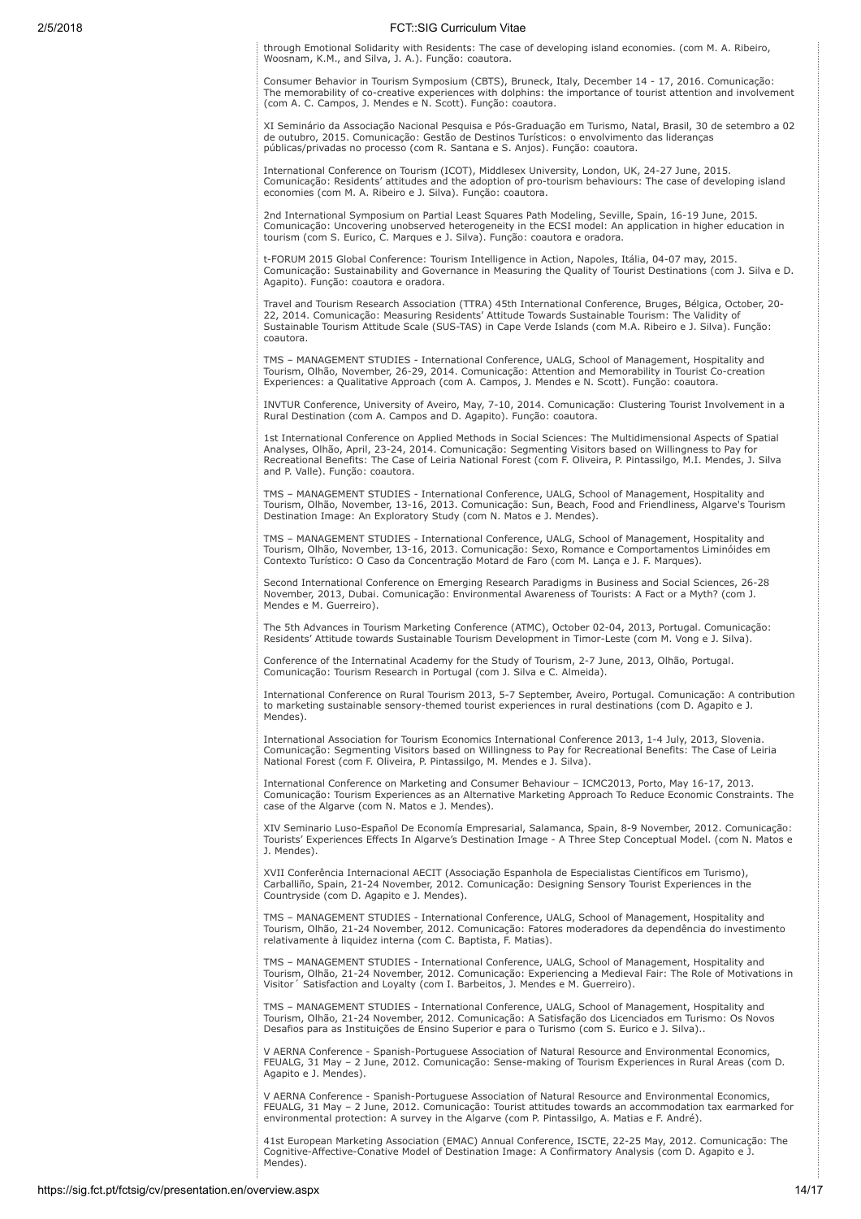through Emotional Solidarity with Residents: The case of developing island economies. (com M. A. Ribeiro, Woosnam, K.M., and Silva, J. A.). Função: coautora.

Consumer Behavior in Tourism Symposium (CBTS), Bruneck, Italy, December 14 - 17, 2016. Comunicação: The memorability of co-creative experiences with dolphins: the importance of tourist attention and involvement (com A. C. Campos, J. Mendes e N. Scott). Função: coautora.

XI Seminário da Associação Nacional Pesquisa e Pós-Graduação em Turismo, Natal, Brasil, 30 de setembro a 02 de outubro, 2015. Comunicação: Gestão de Destinos Turísticos: o envolvimento das lideranças públicas/privadas no processo (com R. Santana e S. Anjos). Função: coautora.

International Conference on Tourism (ICOT), Middlesex University, London, UK, 24-27 June, 2015. Comunicação: Residents' attitudes and the adoption of pro-tourism behaviours: The case of developing island economies (com M. A. Ribeiro e J. Silva). Função: coautora.

2nd International Symposium on Partial Least Squares Path Modeling, Seville, Spain, 16-19 June, 2015. Comunicação: Uncovering unobserved heterogeneity in the ECSI model: An application in higher education in tourism (com S. Eurico, C. Marques e J. Silva). Função: coautora e oradora.

t-FORUM 2015 Global Conference: Tourism Intelligence in Action, Napoles, Itália, 04-07 may, 2015. Comunicação: Sustainability and Governance in Measuring the Quality of Tourist Destinations (com J. Silva e D. Agapito). Função: coautora e oradora.

Travel and Tourism Research Association (TTRA) 45th International Conference, Bruges, Bélgica, October, 20-22, 2014. Comunicação: Measuring Residents' Attitude Towards Sustainable Tourism: The Validity of Sustainable Tourism Attitude Scale (SUS-TAS) in Cape Verde Islands (com M.A. Ribeiro e J. Silva). Função: coautora.

TMS – MANAGEMENT STUDIES - International Conference, UALG, School of Management, Hospitality and Tourism, Olhão, November, 26-29, 2014. Comunicação: Attention and Memorability in Tourist Co-creation Experiences: a Qualitative Approach (com A. Campos, J. Mendes e N. Scott). Função: coautora.

INVTUR Conference, University of Aveiro, May, 7-10, 2014. Comunicação: Clustering Tourist Involvement in a Rural Destination (com A. Campos and D. Agapito). Função: coautora.

1st International Conference on Applied Methods in Social Sciences: The Multidimensional Aspects of Spatial Analyses, Olhão, April, 23-24, 2014. Comunicação: Segmenting Visitors based on Willingness to Pay for Recreational Benefits: The Case of Leiria National Forest (com F. Oliveira, P. Pintassilgo, M.I. Mendes, J. Silva and P. Valle). Função: coautora.

TMS – MANAGEMENT STUDIES - International Conference, UALG, School of Management, Hospitality and Tourism, Olhão, November, 13-16, 2013. Comunicação: Sun, Beach, Food and Friendliness, Algarve's Tourism Destination Image: An Exploratory Study (com N. Matos e J. Mendes).

TMS – MANAGEMENT STUDIES - International Conference, UALG, School of Management, Hospitality and Tourism, Olhão, November, 13-16, 2013. Comunicação: Sexo, Romance e Comportamentos Liminóides em Contexto Turístico: O Caso da Concentração Motard de Faro (com M. Lança e J. F. Marques).

Second International Conference on Emerging Research Paradigms in Business and Social Sciences, 26-28 November, 2013, Dubai. Comunicação: Environmental Awareness of Tourists: A Fact or a Myth? (com J. Mendes e M. Guerreiro).

The 5th Advances in Tourism Marketing Conference (ATMC), October 02-04, 2013, Portugal. Comunicação: Residents' Attitude towards Sustainable Tourism Development in Timor-Leste (com M. Vong e J. Silva).

Conference of the Internatinal Academy for the Study of Tourism, 2-7 June, 2013, Olhão, Portugal. Comunicação: Tourism Research in Portugal (com J. Silva e C. Almeida).

International Conference on Rural Tourism 2013, 5-7 September, Aveiro, Portugal. Comunicação: A contribution to marketing sustainable sensory-themed tourist experiences in rural destinations (com D. Agapito e J. Mendes).

International Association for Tourism Economics International Conference 2013, 1-4 July, 2013, Slovenia. Comunicação: Segmenting Visitors based on Willingness to Pay for Recreational Benefits: The Case of Leiria National Forest (com F. Oliveira, P. Pintassilgo, M. Mendes e J. Silva).

International Conference on Marketing and Consumer Behaviour – ICMC2013, Porto, May 16-17, 2013. Comunicação: Tourism Experiences as an Alternative Marketing Approach To Reduce Economic Constraints. The case of the Algarve (com N. Matos e J. Mendes).

XIV Seminario Luso-Español De Economía Empresarial, Salamanca, Spain, 8-9 November, 2012. Comunicação: Tourists' Experiences Effects In Algarve's Destination Image - A Three Step Conceptual Model. (com N. Matos e J. Mendes).

XVII Conferência Internacional AECIT (Associação Espanhola de Especialistas Científicos em Turismo), Carballiño, Spain, 21-24 November, 2012. Comunicação: Designing Sensory Tourist Experiences in the Countryside (com D. Agapito e J. Mendes).

TMS – MANAGEMENT STUDIES - International Conference, UALG, School of Management, Hospitality and Tourism, Olhão, 21-24 November, 2012. Comunicação: Fatores moderadores da dependência do investimento relativamente à liquidez interna (com C. Baptista, F. Matias).

TMS – MANAGEMENT STUDIES - International Conference, UALG, School of Management, Hospitality and Tourism, Olhão, 21-24 November, 2012. Comunicação: Experiencing a Medieval Fair: The Role of Motivations in Visitor´ Satisfaction and Loyalty (com I. Barbeitos, J. Mendes e M. Guerreiro).

TMS – MANAGEMENT STUDIES - International Conference, UALG, School of Management, Hospitality and Tourism, Olhão, 21-24 November, 2012. Comunicação: A Satisfação dos Licenciados em Turismo: Os Novos Desafios para as Instituições de Ensino Superior e para o Turismo (com S. Eurico e J. Silva)..

V AERNA Conference - Spanish-Portuguese Association of Natural Resource and Environmental Economics, FEUALG, 31 May – 2 June, 2012. Comunicação: Sense-making of Tourism Experiences in Rural Areas (com D. Agapito e J. Mendes).

V AERNA Conference - Spanish-Portuguese Association of Natural Resource and Environmental Economics, FEUALG, 31 May – 2 June, 2012. Comunicação: Tourist attitudes towards an accommodation tax earmarked for environmental protection: A survey in the Algarve (com P. Pintassilgo, A. Matias e F. André).

41st European Marketing Association (EMAC) Annual Conference, ISCTE, 22-25 May, 2012. Comunicação: The Cognitive-Affective-Conative Model of Destination Image: A Confirmatory Analysis (com D. Agapito e J. Mendes).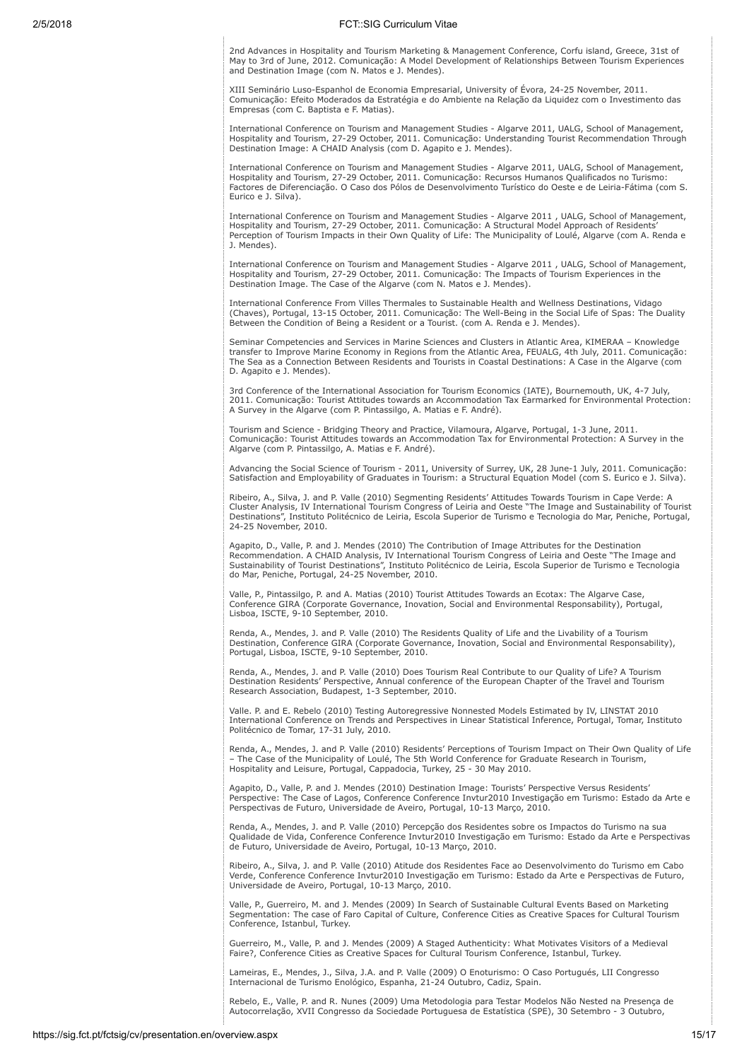2nd Advances in Hospitality and Tourism Marketing & Management Conference, Corfu island, Greece, 31st of May to 3rd of June, 2012. Comunicação: A Model Development of Relationships Between Tourism Experiences and Destination Image (com N. Matos e J. Mendes).

XIII Seminário Luso-Espanhol de Economia Empresarial, University of Évora, 24-25 November, 2011. Comunicação: Efeito Moderados da Estratégia e do Ambiente na Relação da Liquidez com o Investimento das Empresas (com C. Baptista e F. Matias).

International Conference on Tourism and Management Studies - Algarve 2011, UALG, School of Management, Hospitality and Tourism, 27-29 October, 2011. Comunicação: Understanding Tourist Recommendation Through Destination Image: A CHAID Analysis (com D. Agapito e J. Mendes).

International Conference on Tourism and Management Studies - Algarve 2011, UALG, School of Management, Hospitality and Tourism, 27-29 October, 2011. Comunicação: Recursos Humanos Qualificados no Turismo: Factores de Diferenciação. O Caso dos Pólos de Desenvolvimento Turístico do Oeste e de Leiria-Fátima (com S. Eurico e J. Silva).

International Conference on Tourism and Management Studies - Algarve 2011 , UALG, School of Management, Hospitality and Tourism, 27-29 October, 2011. Comunicação: A Structural Model Approach of Residents' Perception of Tourism Impacts in their Own Quality of Life: The Municipality of Loulé, Algarve (com A. Renda e J. Mendes).

International Conference on Tourism and Management Studies - Algarve 2011 , UALG, School of Management, Hospitality and Tourism, 27-29 October, 2011. Comunicação: The Impacts of Tourism Experiences in the Destination Image. The Case of the Algarve (com N. Matos e J. Mendes).

International Conference From Villes Thermales to Sustainable Health and Wellness Destinations, Vidago (Chaves), Portugal, 13-15 October, 2011. Comunicação: The Well-Being in the Social Life of Spas: The Duality Between the Condition of Being a Resident or a Tourist. (com A. Renda e J. Mendes).

Seminar Competencies and Services in Marine Sciences and Clusters in Atlantic Area, KIMERAA – Knowledge transfer to Improve Marine Economy in Regions from the Atlantic Area, FEUALG, 4th July, 2011. Comunicação: The Sea as a Connection Between Residents and Tourists in Coastal Destinations: A Case in the Algarve (com D. Agapito e J. Mendes).

3rd Conference of the International Association for Tourism Economics (IATE), Bournemouth, UK, 4-7 July, 2011. Comunicação: Tourist Attitudes towards an Accommodation Tax Earmarked for Environmental Protection: A Survey in the Algarve (com P. Pintassilgo, A. Matias e F. André).

Tourism and Science - Bridging Theory and Practice, Vilamoura, Algarve, Portugal, 1-3 June, 2011. Comunicação: Tourist Attitudes towards an Accommodation Tax for Environmental Protection: A Survey in the Algarve (com P. Pintassilgo, A. Matias e F. André).

Advancing the Social Science of Tourism - 2011, University of Surrey, UK, 28 June-1 July, 2011. Comunicação: Satisfaction and Employability of Graduates in Tourism: a Structural Equation Model (com S. Eurico e J. Silva).

Ribeiro, A., Silva, J. and P. Valle (2010) Segmenting Residents' Attitudes Towards Tourism in Cape Verde: A Cluster Analysis, IV International Tourism Congress of Leiria and Oeste "The Image and Sustainability of Tourist Destinations", Instituto Politécnico de Leiria, Escola Superior de Turismo e Tecnologia do Mar, Peniche, Portugal, 24-25 November, 2010.

Agapito, D., Valle, P. and J. Mendes (2010) The Contribution of Image Attributes for the Destination Recommendation. A CHAID Analysis, IV International Tourism Congress of Leiria and Oeste "The Image and Sustainability of Tourist Destinations", Instituto Politécnico de Leiria, Escola Superior de Turismo e Tecnologia do Mar, Peniche, Portugal, 24-25 November, 2010.

Valle, P., Pintassilgo, P. and A. Matias (2010) Tourist Attitudes Towards an Ecotax: The Algarve Case, Conference GIRA (Corporate Governance, Inovation, Social and Environmental Responsability), Portugal, Lisboa, ISCTE, 9-10 September, 2010.

Renda, A., Mendes, J. and P. Valle (2010) The Residents Quality of Life and the Livability of a Tourism Destination, Conference GIRA (Corporate Governance, Inovation, Social and Environmental Responsability), Portugal, Lisboa, ISCTE, 9-10 September, 2010.

Renda, A., Mendes, J. and P. Valle (2010) Does Tourism Real Contribute to our Quality of Life? A Tourism Destination Residents' Perspective, Annual conference of the European Chapter of the Travel and Tourism Research Association, Budapest, 1-3 September, 2010.

Valle. P. and E. Rebelo (2010) Testing Autoregressive Nonnested Models Estimated by IV, LINSTAT 2010 International Conference on Trends and Perspectives in Linear Statistical Inference, Portugal, Tomar, Instituto Politécnico de Tomar, 17-31 July, 2010.

Renda, A., Mendes, J. and P. Valle (2010) Residents' Perceptions of Tourism Impact on Their Own Quality of Life – The Case of the Municipality of Loulé, The 5th World Conference for Graduate Research in Tourism, Hospitality and Leisure, Portugal, Cappadocia, Turkey, 25 - 30 May 2010.

Agapito, D., Valle, P. and J. Mendes (2010) Destination Image: Tourists' Perspective Versus Residents' Perspective: The Case of Lagos, Conference Conference Invtur2010 Investigação em Turismo: Estado da Arte e Perspectivas de Futuro, Universidade de Aveiro, Portugal, 10-13 Março, 2010.

Renda, A., Mendes, J. and P. Valle (2010) Percepção dos Residentes sobre os Impactos do Turismo na sua Qualidade de Vida, Conference Conference Invtur2010 Investigação em Turismo: Estado da Arte e Perspectivas de Futuro, Universidade de Aveiro, Portugal, 10-13 Março, 2010.

Ribeiro, A., Silva, J. and P. Valle (2010) Atitude dos Residentes Face ao Desenvolvimento do Turismo em Cabo Verde, Conference Conference Invtur2010 Investigação em Turismo: Estado da Arte e Perspectivas de Futuro, Universidade de Aveiro, Portugal, 10-13 Março, 2010.

Valle, P., Guerreiro, M. and J. Mendes (2009) In Search of Sustainable Cultural Events Based on Marketing Segmentation: The case of Faro Capital of Culture, Conference Cities as Creative Spaces for Cultural Tourism Conference, Istanbul, Turkey.

Guerreiro, M., Valle, P. and J. Mendes (2009) A Staged Authenticity: What Motivates Visitors of a Medieval Faire?, Conference Cities as Creative Spaces for Cultural Tourism Conference, Istanbul, Turkey.

Lameiras, E., Mendes, J., Silva, J.A. and P. Valle (2009) O Enoturismo: O Caso Portugués, LII Congresso Internacional de Turismo Enológico, Espanha, 21-24 Outubro, Cadiz, Spain.

Rebelo, E., Valle, P. and R. Nunes (2009) Uma Metodologia para Testar Modelos Não Nested na Presença de Autocorrelação, XVII Congresso da Sociedade Portuguesa de Estatística (SPE), 30 Setembro - 3 Outubro,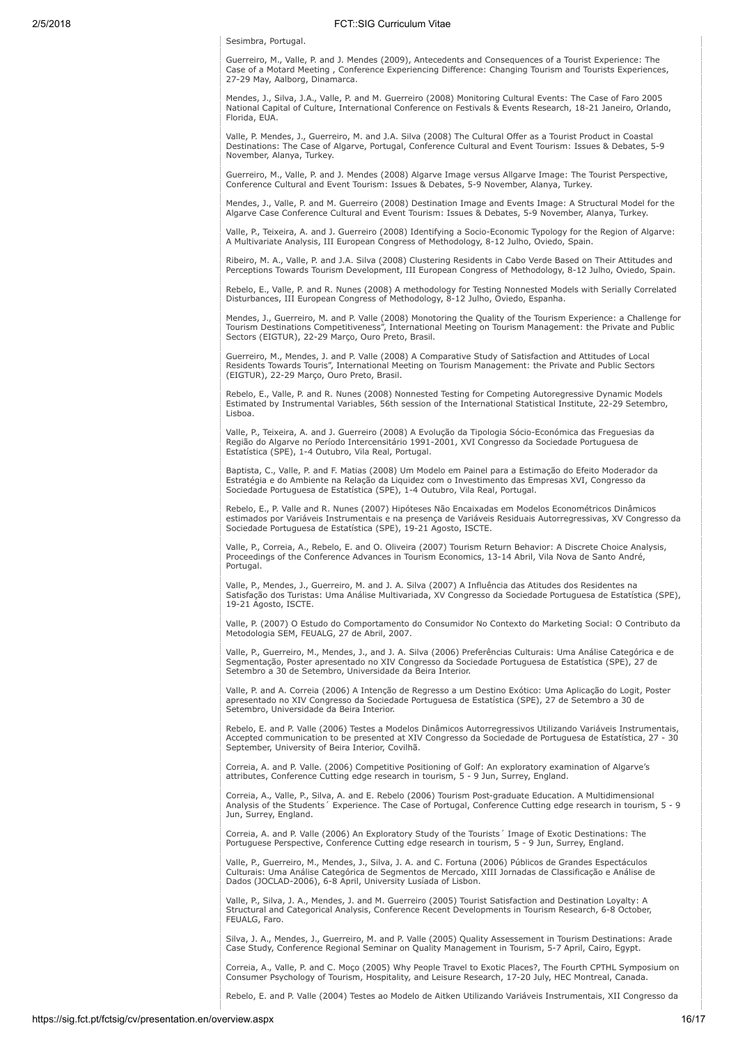Sesimbra, Portugal.

Guerreiro, M., Valle, P. and J. Mendes (2009), Antecedents and Consequences of a Tourist Experience: The Case of a Motard Meeting , Conference Experiencing Difference: Changing Tourism and Tourists Experiences, 27-29 May, Aalborg, Dinamarca.

Mendes, J., Silva, J.A., Valle, P. and M. Guerreiro (2008) Monitoring Cultural Events: The Case of Faro 2005 National Capital of Culture, International Conference on Festivals & Events Research, 18-21 Janeiro, Orlando, Florida, EUA.

Valle, P. Mendes, J., Guerreiro, M. and J.A. Silva (2008) The Cultural Offer as a Tourist Product in Coastal Destinations: The Case of Algarve, Portugal, Conference Cultural and Event Tourism: Issues & Debates, 5-9 November, Alanya, Turkey.

Guerreiro, M., Valle, P. and J. Mendes (2008) Algarve Image versus Allgarve Image: The Tourist Perspective, Conference Cultural and Event Tourism: Issues & Debates, 5-9 November, Alanya, Turkey.

Mendes, J., Valle, P. and M. Guerreiro (2008) Destination Image and Events Image: A Structural Model for the Algarve Case Conference Cultural and Event Tourism: Issues & Debates, 5-9 November, Alanya, Turkey.

Valle, P., Teixeira, A. and J. Guerreiro (2008) Identifying a Socio-Economic Typology for the Region of Algarve: A Multivariate Analysis, III European Congress of Methodology, 8-12 Julho, Oviedo, Spain.

Ribeiro, M. A., Valle, P. and J.A. Silva (2008) Clustering Residents in Cabo Verde Based on Their Attitudes and Perceptions Towards Tourism Development, III European Congress of Methodology, 8-12 Julho, Oviedo, Spain.

Rebelo, E., Valle, P. and R. Nunes (2008) A methodology for Testing Nonnested Models with Serially Correlated Disturbances, III European Congress of Methodology, 8-12 Julho, Oviedo, Espanha.

Mendes, J., Guerreiro, M. and P. Valle (2008) Monotoring the Quality of the Tourism Experience: a Challenge for Tourism Destinations Competitiveness", International Meeting on Tourism Management: the Private and Public Sectors (EIGTUR), 22-29 Março, Ouro Preto, Brasil.

Guerreiro, M., Mendes, J. and P. Valle (2008) A Comparative Study of Satisfaction and Attitudes of Local Residents Towards Touris", International Meeting on Tourism Management: the Private and Public Sectors (EIGTUR), 22-29 Março, Ouro Preto, Brasil.

Rebelo, E., Valle, P. and R. Nunes (2008) Nonnested Testing for Competing Autoregressive Dynamic Models Estimated by Instrumental Variables, 56th session of the International Statistical Institute, 22-29 Setembro, Lisboa.

Valle, P., Teixeira, A. and J. Guerreiro (2008) A Evolução da Tipologia Sócio-Económica das Freguesias da Região do Algarve no Período Intercensitário 1991-2001, XVI Congresso da Sociedade Portuguesa de Estatística (SPE), 1-4 Outubro, Vila Real, Portugal.

Baptista, C., Valle, P. and F. Matias (2008) Um Modelo em Painel para a Estimação do Efeito Moderador da Estratégia e do Ambiente na Relação da Liquidez com o Investimento das Empresas XVI, Congresso da Sociedade Portuguesa de Estatística (SPE), 1-4 Outubro, Vila Real, Portugal.

Rebelo, E., P. Valle and R. Nunes (2007) Hipóteses Não Encaixadas em Modelos Econométricos Dinâmicos estimados por Variáveis Instrumentais e na presença de Variáveis Residuais Autorregressivas, XV Congresso da Sociedade Portuguesa de Estatística (SPE), 19-21 Agosto, ISCTE.

Valle, P., Correia, A., Rebelo, E. and O. Oliveira (2007) Tourism Return Behavior: A Discrete Choice Analysis, Proceedings of the Conference Advances in Tourism Economics, 13-14 Abril, Vila Nova de Santo André, Portugal.

Valle, P., Mendes, J., Guerreiro, M. and J. A. Silva (2007) A Influência das Atitudes dos Residentes na Satisfação dos Turistas: Uma Análise Multivariada, XV Congresso da Sociedade Portuguesa de Estatística (SPE), 19-21 Agosto, ISCTE.

Valle, P. (2007) O Estudo do Comportamento do Consumidor No Contexto do Marketing Social: O Contributo da Metodologia SEM, FEUALG, 27 de Abril, 2007.

Valle, P., Guerreiro, M., Mendes, J., and J. A. Silva (2006) Preferências Culturais: Uma Análise Categórica e de Segmentação, Poster apresentado no XIV Congresso da Sociedade Portuguesa de Estatística (SPE), 27 de Setembro a 30 de Setembro, Universidade da Beira Interior.

Valle, P. and A. Correia (2006) A Intenção de Regresso a um Destino Exótico: Uma Aplicação do Logit, Poster apresentado no XIV Congresso da Sociedade Portuguesa de Estatística (SPE), 27 de Setembro a 30 de Setembro, Universidade da Beira Interior.

Rebelo, E. and P. Valle (2006) Testes a Modelos Dinâmicos Autorregressivos Utilizando Variáveis Instrumentais, Accepted communication to be presented at XIV Congresso da Sociedade de Portuguesa de Estatística, 27 - 30 September, University of Beira Interior, Covilhã.

Correia, A. and P. Valle. (2006) Competitive Positioning of Golf: An exploratory examination of Algarve's attributes, Conference Cutting edge research in tourism, 5 - 9 Jun, Surrey, England.

Correia, A., Valle, P., Silva, A. and E. Rebelo (2006) Tourism Post-graduate Education. A Multidimensional Analysis of the Students´ Experience. The Case of Portugal, Conference Cutting edge research in tourism, 5 - 9 Jun, Surrey, England.

Correia, A. and P. Valle (2006) An Exploratory Study of the Tourists´ Image of Exotic Destinations: The Portuguese Perspective, Conference Cutting edge research in tourism, 5 - 9 Jun, Surrey, England.

Valle, P., Guerreiro, M., Mendes, J., Silva, J. A. and C. Fortuna (2006) Públicos de Grandes Espectáculos Culturais: Uma Análise Categórica de Segmentos de Mercado, XIII Jornadas de Classificação e Análise de Dados (JOCLAD-2006), 6-8 April, University Lusíada of Lisbon.

Valle, P., Silva, J. A., Mendes, J. and M. Guerreiro (2005) Tourist Satisfaction and Destination Loyalty: A Structural and Categorical Analysis, Conference Recent Developments in Tourism Research, 6-8 October, FEUALG, Faro.

Silva, J. A., Mendes, J., Guerreiro, M. and P. Valle (2005) Quality Assessement in Tourism Destinations: Arade Case Study, Conference Regional Seminar on Quality Management in Tourism, 5-7 April, Cairo, Egypt.

Correia, A., Valle, P. and C. Moço (2005) Why People Travel to Exotic Places?, The Fourth CPTHL Symposium on Consumer Psychology of Tourism, Hospitality, and Leisure Research, 17-20 July, HEC Montreal, Canada.

Rebelo, E. and P. Valle (2004) Testes ao Modelo de Aitken Utilizando Variáveis Instrumentais, XII Congresso da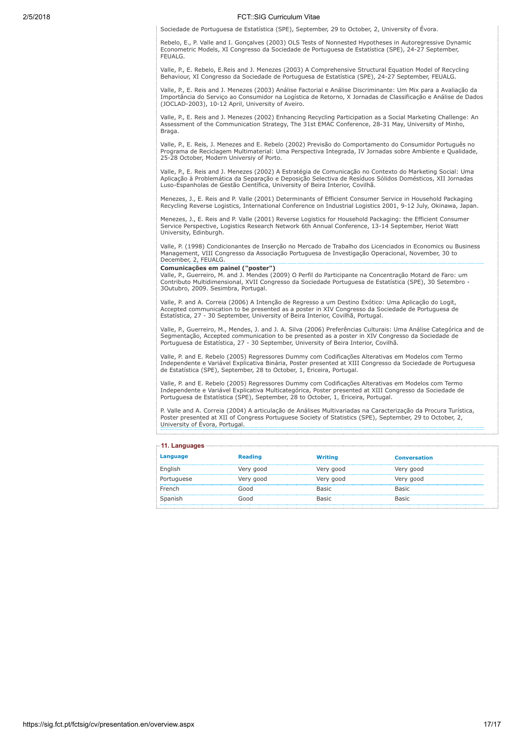Sociedade de Portuguesa de Estatística (SPE), September, 29 to October, 2, University of Évora.

Rebelo, E., P. Valle and I. Gonçalves (2003) OLS Tests of Nonnested Hypotheses in Autoregressive Dynamic Econometric Models, XI Congresso da Sociedade de Portuguesa de Estatística (SPE), 24-27 September, FEUALG.

Valle, P., E. Rebelo, E.Reis and J. Menezes (2003) A Comprehensive Structural Equation Model of Recycling Behaviour, XI Congresso da Sociedade de Portuguesa de Estatística (SPE), 24-27 September, FEUALG.

Valle, P., E. Reis and J. Menezes (2003) Análise Factorial e Análise Discriminante: Um Mix para a Avaliação da Importância do Serviço ao Consumidor na Logística de Retorno, X Jornadas de Classificação e Análise de Dados (JOCLAD-2003), 10-12 April, University of Aveiro.

Valle, P., E. Reis and J. Menezes (2002) Enhancing Recycling Participation as a Social Marketing Challenge: An Assessment of the Communication Strategy, The 31st EMAC Conference, 28-31 May, University of Minho, Braga.

Valle, P., E. Reis, J. Menezes and E. Rebelo (2002) Previsão do Comportamento do Consumidor Português no Programa de Reciclagem Multimaterial: Uma Perspectiva Integrada, IV Jornadas sobre Ambiente e Qualidade, 25-28 October, Modern Universiy of Porto.

Valle, P., E. Reis and J. Menezes (2002) A Estratégia de Comunicação no Contexto do Marketing Social: Uma Aplicação à Problemática da Separação e Deposição Selectiva de Resíduos Sólidos Domésticos, XII Jornadas Luso-Espanholas de Gestão Científica, University of Beira Interior, Covilhã.

Menezes, J., E. Reis and P. Valle (2001) Determinants of Efficient Consumer Service in Household Packaging Recycling Reverse Logistics, International Conference on Industrial Logistics 2001, 9-12 July, Okinawa, Japan.

Menezes, J., E. Reis and P. Valle (2001) Reverse Logistics for Household Packaging: the Efficient Consumer Service Perspective, Logistics Research Network 6th Annual Conference, 13-14 September, Heriot Watt University, Edinburgh.

Valle, P. (1998) Condicionantes de Inserção no Mercado de Trabalho dos Licenciados in Economics ou Business Management, VIII Congresso da Associação Portuguesa de Investigação Operacional, November, 30 to December, 2, FEUALG.

**Comunicações em painel ("poster")**

Valle, P., Guerreiro, M. and J. Mendes (2009) O Perfil do Participante na Concentração Motard de Faro: um Contributo Multidimensional, XVII Congresso da Sociedade Portuguesa de Estatística (SPE), 30 Setembro - 3Outubro, 2009. Sesimbra, Portugal.

Valle, P. and A. Correia (2006) A Intenção de Regresso a um Destino Exótico: Uma Aplicação do Logit, Accepted communication to be presented as a poster in XIV Congresso da Sociedade de Portuguesa de Estatística, 27 - 30 September, University of Beira Interior, Covilhã, Portugal.

Valle, P., Guerreiro, M., Mendes, J. and J. A. Silva (2006) Preferências Culturais: Uma Análise Categórica and de Segmentação, Accepted communication to be presented as a poster in XIV Congresso da Sociedade de Portuguesa de Estatística, 27 - 30 September, University of Beira Interior, Covilhã.

Valle, P. and E. Rebelo (2005) Regressores Dummy com Codificações Alterativas em Modelos com Termo Independente e Variável Explicativa Binária, Poster presented at XIII Congresso da Sociedade de Portuguesa de Estatística (SPE), September, 28 to October, 1, Ericeira, Portugal.

Valle, P. and E. Rebelo (2005) Regressores Dummy com Codificações Alterativas em Modelos com Termo Independente e Variável Explicativa Multicategórica, Poster presented at XIII Congresso da Sociedade de Portuguesa de Estatística (SPE), September, 28 to October, 1, Ericeira, Portugal.

P. Valle and A. Correia (2004) A articulação de Análises Multivariadas na Caracterização da Procura Turística, Poster presented at XII of Congress Portuguese Society of Statistics (SPE), September, 29 to October, 2, University of Évora, Portugal.

## 11. Languages

| Language | Reading | Writing | Conversation |
|---|---|---|---|
| English | Very good | Very good | Very good |
| Portuguese | Very good | Very good | Very good |
| French | Good | Basic | Basic |
| Spanish | Good | Basic | Basic |